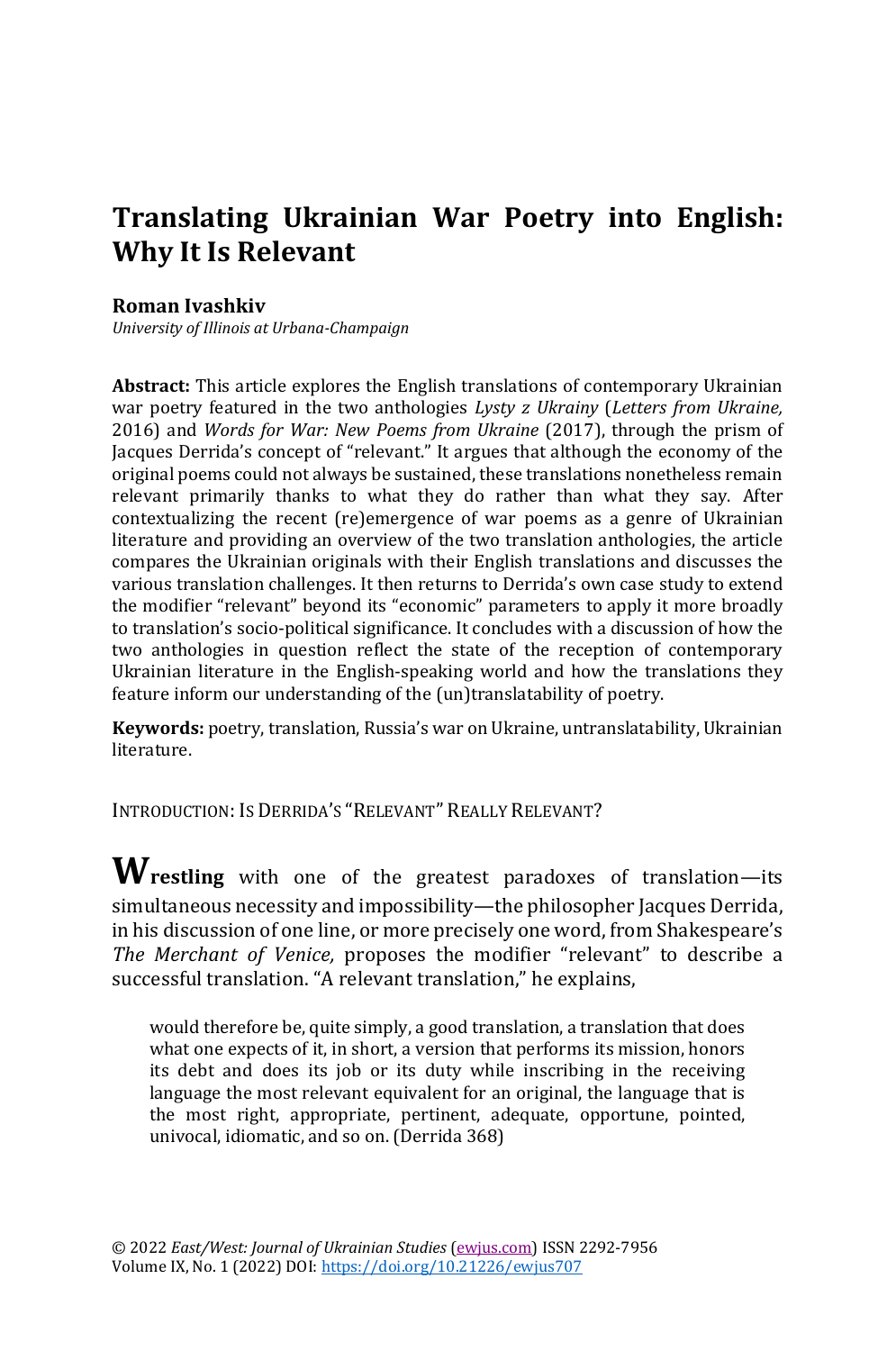# Translating Ukrainian War Poetry into English: Why It Is Relevant

**Roman Ivashkiv**
*University of Illinois at Urbana-Champaign*

**Abstract:** This article explores the English translations of contemporary Ukrainian war poetry featured in the two anthologies *Lysty z Ukrainy* (*Letters from Ukraine,* 2016) and *Words for War: New Poems from Ukraine* (2017), through the prism of Jacques Derrida's concept of "relevant." It argues that although the economy of the original poems could not always be sustained, these translations nonetheless remain relevant primarily thanks to what they do rather than what they say. After contextualizing the recent (re)emergence of war poems as a genre of Ukrainian literature and providing an overview of the two translation anthologies, the article compares the Ukrainian originals with their English translations and discusses the various translation challenges. It then returns to Derrida's own case study to extend the modifier "relevant" beyond its "economic" parameters to apply it more broadly to translation's socio-political significance. It concludes with a discussion of how the two anthologies in question reflect the state of the reception of contemporary Ukrainian literature in the English-speaking world and how the translations they feature inform our understanding of the (un)translatability of poetry.

**Keywords:** poetry, translation, Russia's war on Ukraine, untranslatability, Ukrainian literature.

## Introduction: Is Derrida's "Relevant" Really Relevant?

**Wrestling** with one of the greatest paradoxes of translation—its simultaneous necessity and impossibility—the philosopher Jacques Derrida, in his discussion of one line, or more precisely one word, from Shakespeare's *The Merchant of Venice,* proposes the modifier "relevant" to describe a successful translation. "A relevant translation," he explains,

> would therefore be, quite simply, a good translation, a translation that does what one expects of it, in short, a version that performs its mission, honors its debt and does its job or its duty while inscribing in the receiving language the most relevant equivalent for an original, the language that is the most right, appropriate, pertinent, adequate, opportune, pointed, univocal, idiomatic, and so on. (Derrida 368)

© 2022 *East/West: Journal of Ukrainian Studies* (ewjus.com) ISSN 2292-7956
Volume IX, No. 1 (2022) DOI: https://doi.org/10.21226/ewjus707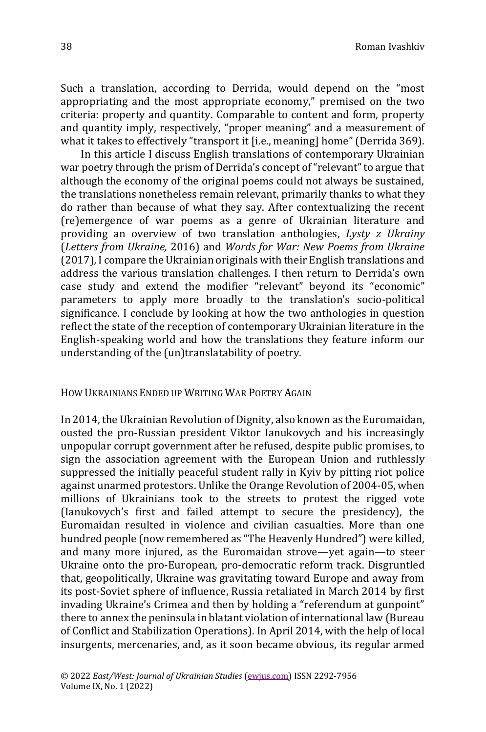Such a translation, according to Derrida, would depend on the "most appropriating and the most appropriate economy," premised on the two criteria: property and quantity. Comparable to content and form, property and quantity imply, respectively, "proper meaning" and a measurement of what it takes to effectively "transport it [i.e., meaning] home" (Derrida 369).

In this article I discuss English translations of contemporary Ukrainian war poetry through the prism of Derrida's concept of "relevant" to argue that although the economy of the original poems could not always be sustained, the translations nonetheless remain relevant, primarily thanks to what they do rather than because of what they say. After contextualizing the recent (re)emergence of war poems as a genre of Ukrainian literature and providing an overview of two translation anthologies, *Lysty z Ukrainy* (*Letters from Ukraine,* 2016) and *Words for War: New Poems from Ukraine* (2017), I compare the Ukrainian originals with their English translations and address the various translation challenges. I then return to Derrida's own case study and extend the modifier "relevant" beyond its "economic" parameters to apply more broadly to the translation's socio-political significance. I conclude by looking at how the two anthologies in question reflect the state of the reception of contemporary Ukrainian literature in the English-speaking world and how the translations they feature inform our understanding of the (un)translatability of poetry.

## How Ukrainians Ended up Writing War Poetry Again

In 2014, the Ukrainian Revolution of Dignity, also known as the Euromaidan, ousted the pro-Russian president Viktor Ianukovych and his increasingly unpopular corrupt government after he refused, despite public promises, to sign the association agreement with the European Union and ruthlessly suppressed the initially peaceful student rally in Kyiv by pitting riot police against unarmed protestors. Unlike the Orange Revolution of 2004-05, when millions of Ukrainians took to the streets to protest the rigged vote (Ianukovych's first and failed attempt to secure the presidency), the Euromaidan resulted in violence and civilian casualties. More than one hundred people (now remembered as "The Heavenly Hundred") were killed, and many more injured, as the Euromaidan strove—yet again—to steer Ukraine onto the pro-European, pro-democratic reform track. Disgruntled that, geopolitically, Ukraine was gravitating toward Europe and away from its post-Soviet sphere of influence, Russia retaliated in March 2014 by first invading Ukraine's Crimea and then by holding a "referendum at gunpoint" there to annex the peninsula in blatant violation of international law (Bureau of Conflict and Stabilization Operations). In April 2014, with the help of local insurgents, mercenaries, and, as it soon became obvious, its regular armed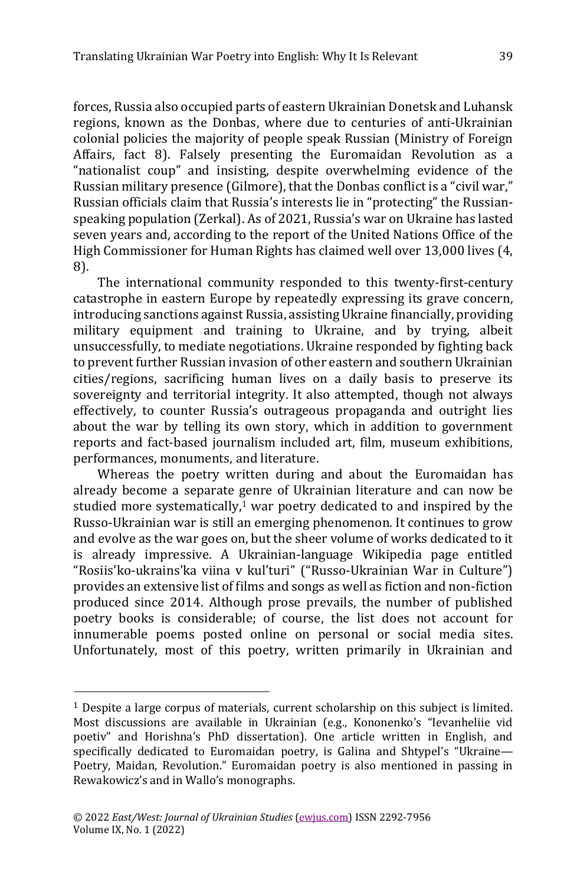forces, Russia also occupied parts of eastern Ukrainian Donetsk and Luhansk regions, known as the Donbas, where due to centuries of anti-Ukrainian colonial policies the majority of people speak Russian (Ministry of Foreign Affairs, fact 8). Falsely presenting the Euromaidan Revolution as a "nationalist coup" and insisting, despite overwhelming evidence of the Russian military presence (Gilmore), that the Donbas conflict is a "civil war," Russian officials claim that Russia's interests lie in "protecting" the Russian-speaking population (Zerkal). As of 2021, Russia's war on Ukraine has lasted seven years and, according to the report of the United Nations Office of the High Commissioner for Human Rights has claimed well over 13,000 lives (4, 8).

The international community responded to this twenty-first-century catastrophe in eastern Europe by repeatedly expressing its grave concern, introducing sanctions against Russia, assisting Ukraine financially, providing military equipment and training to Ukraine, and by trying, albeit unsuccessfully, to mediate negotiations. Ukraine responded by fighting back to prevent further Russian invasion of other eastern and southern Ukrainian cities/regions, sacrificing human lives on a daily basis to preserve its sovereignty and territorial integrity. It also attempted, though not always effectively, to counter Russia's outrageous propaganda and outright lies about the war by telling its own story, which in addition to government reports and fact-based journalism included art, film, museum exhibitions, performances, monuments, and literature.

Whereas the poetry written during and about the Euromaidan has already become a separate genre of Ukrainian literature and can now be studied more systematically,[1] war poetry dedicated to and inspired by the Russo-Ukrainian war is still an emerging phenomenon. It continues to grow and evolve as the war goes on, but the sheer volume of works dedicated to it is already impressive. A Ukrainian-language Wikipedia page entitled "Rosiis'ko-ukrains'ka viina v kul'turi" ("Russo-Ukrainian War in Culture") provides an extensive list of films and songs as well as fiction and non-fiction produced since 2014. Although prose prevails, the number of published poetry books is considerable; of course, the list does not account for innumerable poems posted online on personal or social media sites. Unfortunately, most of this poetry, written primarily in Ukrainian and

---

[1] Despite a large corpus of materials, current scholarship on this subject is limited. Most discussions are available in Ukrainian (e.g., Kononenko's "Ievanheliie vid poetiv" and Horishna's PhD dissertation). One article written in English, and specifically dedicated to Euromaidan poetry, is Galina and Shtypel's "Ukraine—Poetry, Maidan, Revolution." Euromaidan poetry is also mentioned in passing in Rewakowicz's and in Wallo's monographs.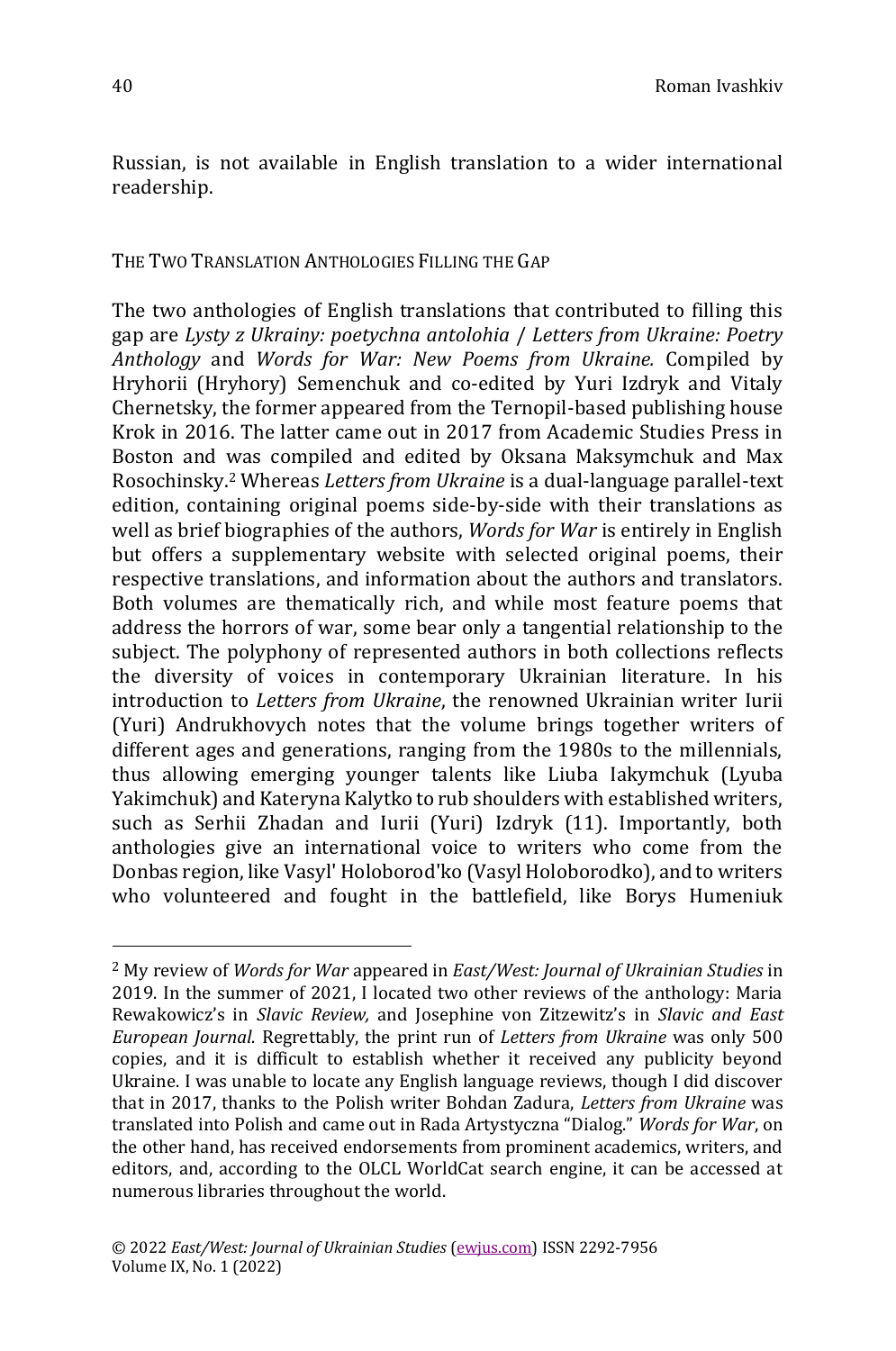Russian, is not available in English translation to a wider international readership.

## THE TWO TRANSLATION ANTHOLOGIES FILLING THE GAP

The two anthologies of English translations that contributed to filling this gap are *Lysty z Ukrainy: poetychna antolohia* / *Letters from Ukraine: Poetry Anthology* and *Words for War: New Poems from Ukraine.* Compiled by Hryhorii (Hryhory) Semenchuk and co-edited by Yuri Izdryk and Vitaly Chernetsky, the former appeared from the Ternopil-based publishing house Krok in 2016. The latter came out in 2017 from Academic Studies Press in Boston and was compiled and edited by Oksana Maksymchuk and Max Rosochinsky.[2] Whereas *Letters from Ukraine* is a dual-language parallel-text edition, containing original poems side-by-side with their translations as well as brief biographies of the authors, *Words for War* is entirely in English but offers a supplementary website with selected original poems, their respective translations, and information about the authors and translators. Both volumes are thematically rich, and while most feature poems that address the horrors of war, some bear only a tangential relationship to the subject. The polyphony of represented authors in both collections reflects the diversity of voices in contemporary Ukrainian literature. In his introduction to *Letters from Ukraine*, the renowned Ukrainian writer Iurii (Yuri) Andrukhovych notes that the volume brings together writers of different ages and generations, ranging from the 1980s to the millennials, thus allowing emerging younger talents like Liuba Iakymchuk (Lyuba Yakimchuk) and Kateryna Kalytko to rub shoulders with established writers, such as Serhii Zhadan and Iurii (Yuri) Izdryk (11). Importantly, both anthologies give an international voice to writers who come from the Donbas region, like Vasyl' Holoborod'ko (Vasyl Holoborodko), and to writers who volunteered and fought in the battlefield, like Borys Humeniuk

---

[2] My review of *Words for War* appeared in *East/West: Journal of Ukrainian Studies* in 2019. In the summer of 2021, I located two other reviews of the anthology: Maria Rewakowicz's in *Slavic Review,* and Josephine von Zitzewitz's in *Slavic and East European Journal.* Regrettably, the print run of *Letters from Ukraine* was only 500 copies, and it is difficult to establish whether it received any publicity beyond Ukraine. I was unable to locate any English language reviews, though I did discover that in 2017, thanks to the Polish writer Bohdan Zadura, *Letters from Ukraine* was translated into Polish and came out in Rada Artystyczna "Dialog." *Words for War*, on the other hand, has received endorsements from prominent academics, writers, and editors, and, according to the OLCL WorldCat search engine, it can be accessed at numerous libraries throughout the world.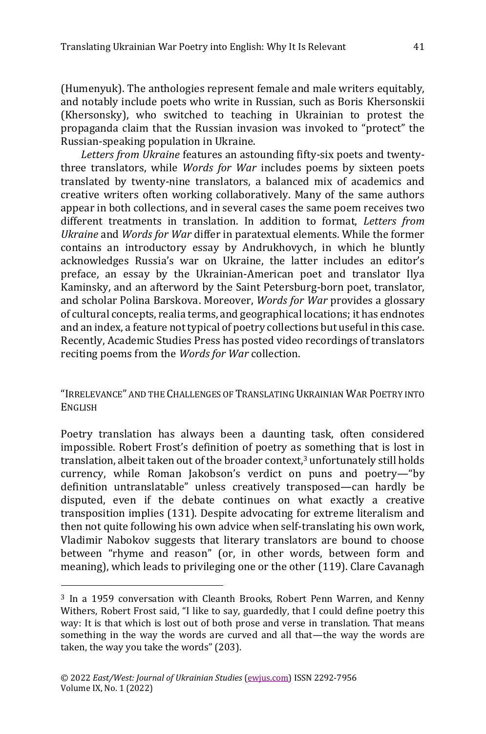(Humenyuk). The anthologies represent female and male writers equitably, and notably include poets who write in Russian, such as Boris Khersonskii (Khersonsky), who switched to teaching in Ukrainian to protest the propaganda claim that the Russian invasion was invoked to "protect" the Russian-speaking population in Ukraine.

*Letters from Ukraine* features an astounding fifty-six poets and twenty-three translators, while *Words for War* includes poems by sixteen poets translated by twenty-nine translators, a balanced mix of academics and creative writers often working collaboratively. Many of the same authors appear in both collections, and in several cases the same poem receives two different treatments in translation. In addition to format, *Letters from Ukraine* and *Words for War* differ in paratextual elements. While the former contains an introductory essay by Andrukhovych, in which he bluntly acknowledges Russia's war on Ukraine, the latter includes an editor's preface, an essay by the Ukrainian-American poet and translator Ilya Kaminsky, and an afterword by the Saint Petersburg-born poet, translator, and scholar Polina Barskova. Moreover, *Words for War* provides a glossary of cultural concepts, realia terms, and geographical locations; it has endnotes and an index, a feature not typical of poetry collections but useful in this case. Recently, Academic Studies Press has posted video recordings of translators reciting poems from the *Words for War* collection.

## "Irrelevance" and the Challenges of Translating Ukrainian War Poetry into English

Poetry translation has always been a daunting task, often considered impossible. Robert Frost's definition of poetry as something that is lost in translation, albeit taken out of the broader context,[3] unfortunately still holds currency, while Roman Jakobson's verdict on puns and poetry—"by definition untranslatable" unless creatively transposed—can hardly be disputed, even if the debate continues on what exactly a creative transposition implies (131). Despite advocating for extreme literalism and then not quite following his own advice when self-translating his own work, Vladimir Nabokov suggests that literary translators are bound to choose between "rhyme and reason" (or, in other words, between form and meaning), which leads to privileging one or the other (119). Clare Cavanagh

[3] In a 1959 conversation with Cleanth Brooks, Robert Penn Warren, and Kenny Withers, Robert Frost said, "I like to say, guardedly, that I could define poetry this way: It is that which is lost out of both prose and verse in translation. That means something in the way the words are curved and all that—the way the words are taken, the way you take the words" (203).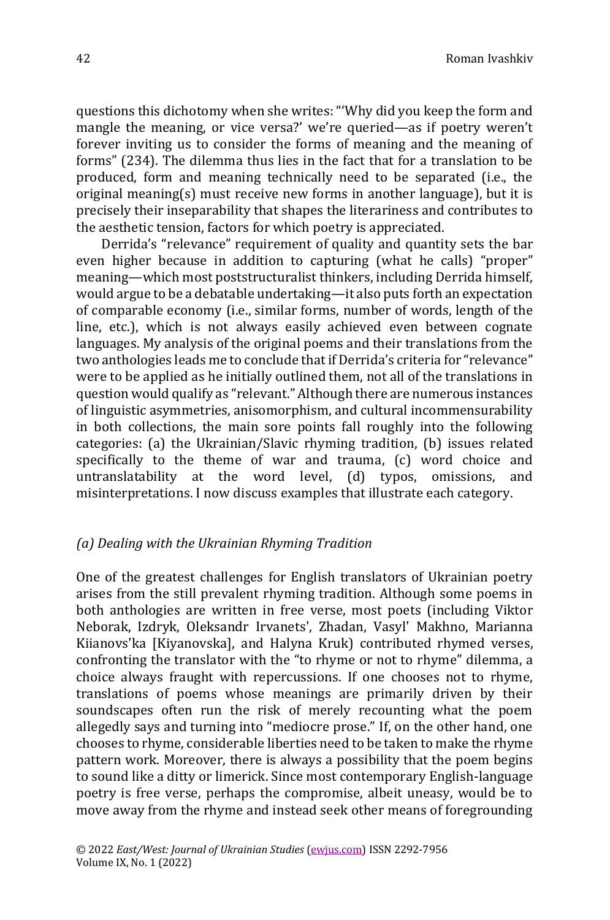questions this dichotomy when she writes: "'Why did you keep the form and mangle the meaning, or vice versa?' we're queried—as if poetry weren't forever inviting us to consider the forms of meaning and the meaning of forms" (234). The dilemma thus lies in the fact that for a translation to be produced, form and meaning technically need to be separated (i.e., the original meaning(s) must receive new forms in another language), but it is precisely their inseparability that shapes the literariness and contributes to the aesthetic tension, factors for which poetry is appreciated.

Derrida's "relevance" requirement of quality and quantity sets the bar even higher because in addition to capturing (what he calls) "proper" meaning—which most poststructuralist thinkers, including Derrida himself, would argue to be a debatable undertaking—it also puts forth an expectation of comparable economy (i.e., similar forms, number of words, length of the line, etc.), which is not always easily achieved even between cognate languages. My analysis of the original poems and their translations from the two anthologies leads me to conclude that if Derrida's criteria for "relevance" were to be applied as he initially outlined them, not all of the translations in question would qualify as "relevant." Although there are numerous instances of linguistic asymmetries, anisomorphism, and cultural incommensurability in both collections, the main sore points fall roughly into the following categories: (a) the Ukrainian/Slavic rhyming tradition, (b) issues related specifically to the theme of war and trauma, (c) word choice and untranslatability at the word level, (d) typos, omissions, and misinterpretations. I now discuss examples that illustrate each category.

### *(a) Dealing with the Ukrainian Rhyming Tradition*

One of the greatest challenges for English translators of Ukrainian poetry arises from the still prevalent rhyming tradition. Although some poems in both anthologies are written in free verse, most poets (including Viktor Neborak, Izdryk, Oleksandr Irvanets', Zhadan, Vasyl' Makhno, Marianna Kiianovs'ka [Kiyanovska], and Halyna Kruk) contributed rhymed verses, confronting the translator with the "to rhyme or not to rhyme" dilemma, a choice always fraught with repercussions. If one chooses not to rhyme, translations of poems whose meanings are primarily driven by their soundscapes often run the risk of merely recounting what the poem allegedly says and turning into "mediocre prose." If, on the other hand, one chooses to rhyme, considerable liberties need to be taken to make the rhyme pattern work. Moreover, there is always a possibility that the poem begins to sound like a ditty or limerick. Since most contemporary English-language poetry is free verse, perhaps the compromise, albeit uneasy, would be to move away from the rhyme and instead seek other means of foregrounding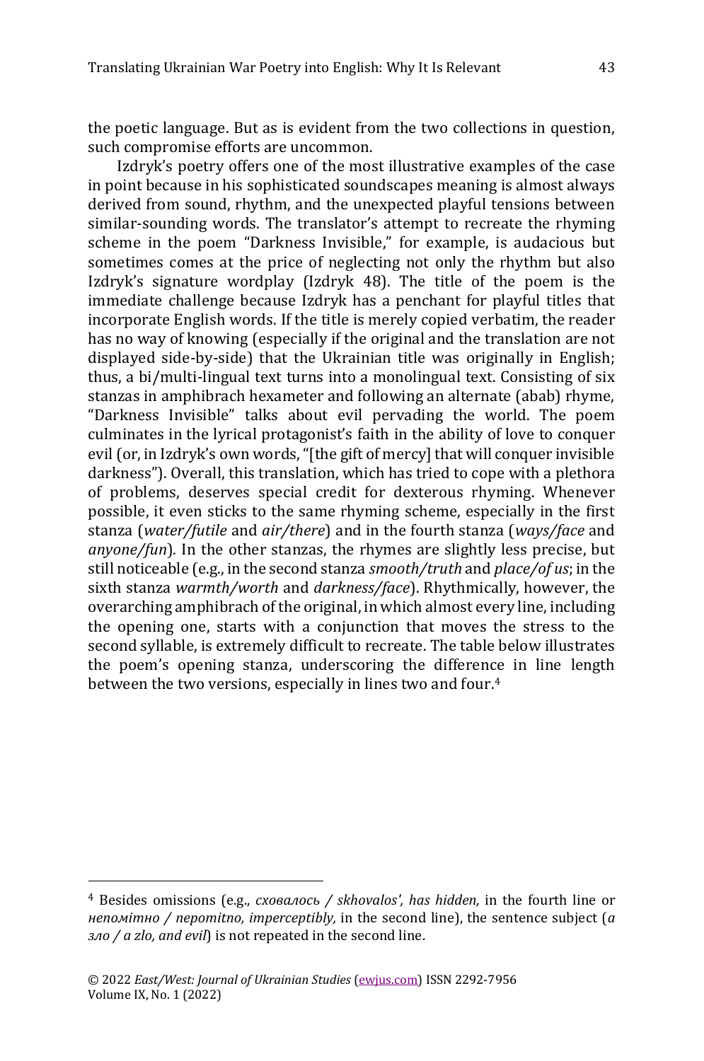the poetic language. But as is evident from the two collections in question, such compromise efforts are uncommon.

Izdryk's poetry offers one of the most illustrative examples of the case in point because in his sophisticated soundscapes meaning is almost always derived from sound, rhythm, and the unexpected playful tensions between similar-sounding words. The translator's attempt to recreate the rhyming scheme in the poem "Darkness Invisible," for example, is audacious but sometimes comes at the price of neglecting not only the rhythm but also Izdryk's signature wordplay (Izdryk 48). The title of the poem is the immediate challenge because Izdryk has a penchant for playful titles that incorporate English words. If the title is merely copied verbatim, the reader has no way of knowing (especially if the original and the translation are not displayed side-by-side) that the Ukrainian title was originally in English; thus, a bi/multi-lingual text turns into a monolingual text. Consisting of six stanzas in amphibrach hexameter and following an alternate (abab) rhyme, "Darkness Invisible" talks about evil pervading the world. The poem culminates in the lyrical protagonist's faith in the ability of love to conquer evil (or, in Izdryk's own words, "[the gift of mercy] that will conquer invisible darkness"). Overall, this translation, which has tried to cope with a plethora of problems, deserves special credit for dexterous rhyming. Whenever possible, it even sticks to the same rhyming scheme, especially in the first stanza (*water/futile* and *air/there*) and in the fourth stanza (*ways/face* and *anyone/fun*). In the other stanzas, the rhymes are slightly less precise, but still noticeable (e.g., in the second stanza *smooth/truth* and *place/of us*; in the sixth stanza *warmth/worth* and *darkness/face*). Rhythmically, however, the overarching amphibrach of the original, in which almost every line, including the opening one, starts with a conjunction that moves the stress to the second syllable, is extremely difficult to recreate. The table below illustrates the poem's opening stanza, underscoring the difference in line length between the two versions, especially in lines two and four.[4]

---

[4] Besides omissions (e.g., *сховалось / skhovalos', has hidden,* in the fourth line or *непомітно / nepomitno, imperceptibly,* in the second line), the sentence subject (*а зло / a zlo, and evil*) is not repeated in the second line.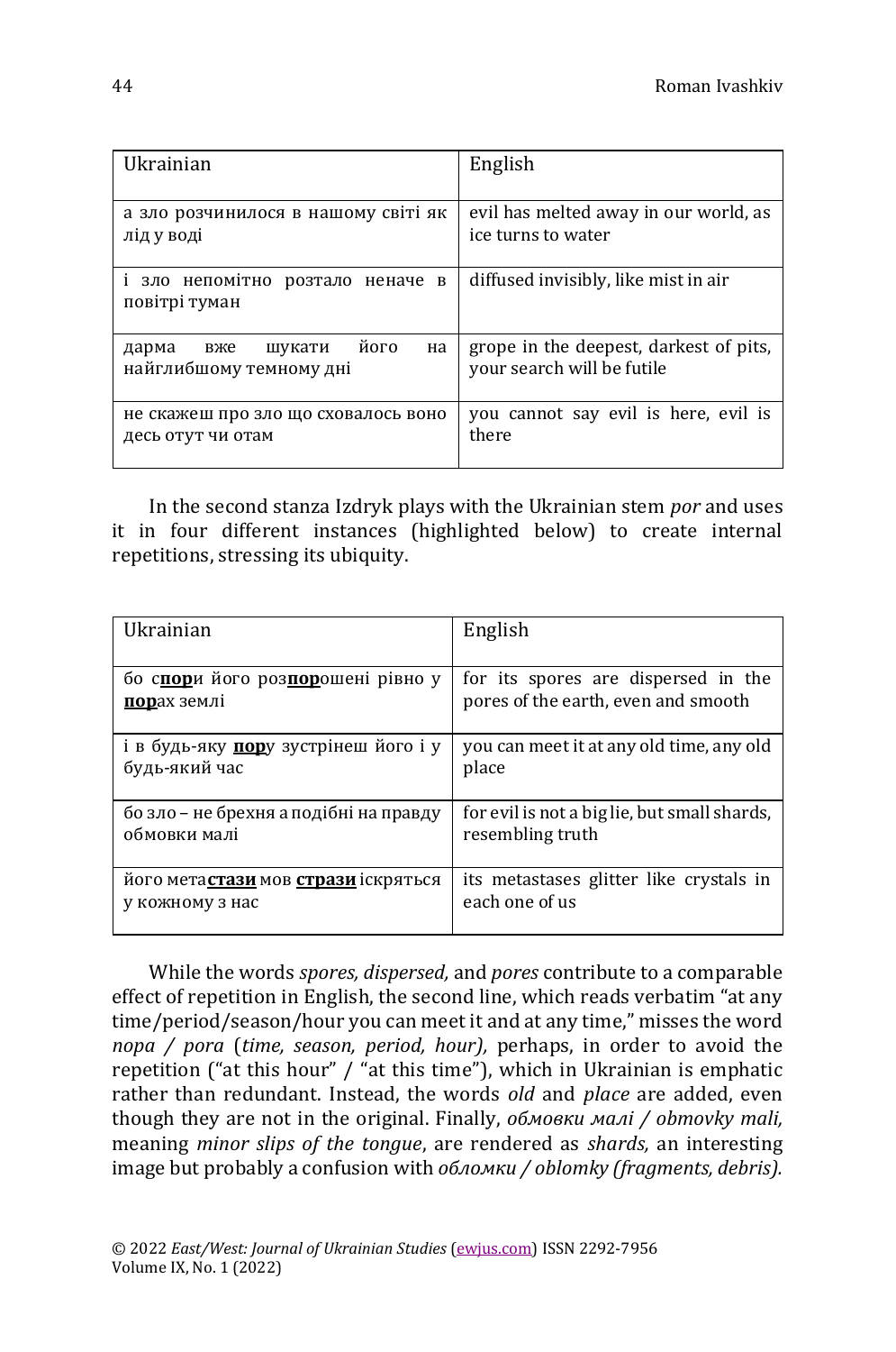| Ukrainian | English |
| --- | --- |
| а зло розчинилося в нашому світі як лід у воді | evil has melted away in our world, as ice turns to water |
| і зло непомітно розтало неначе в повітрі туман | diffused invisibly, like mist in air |
| дарма вже шукати його на найглибшому темному дні | grope in the deepest, darkest of pits, your search will be futile |
| не скажеш про зло що сховалось воно десь отут чи отам | you cannot say evil is here, evil is there |

In the second stanza Izdryk plays with the Ukrainian stem *por* and uses it in four different instances (highlighted below) to create internal repetitions, stressing its ubiquity.

| Ukrainian | English |
| --- | --- |
| бо с**<u>пор</u>**и його роз**<u>пор</u>**ошені рівно у **<u>пор</u>**ах землі | for its spores are dispersed in the pores of the earth, even and smooth |
| і в будь-яку **<u>пор</u>**у зустрінеш його і у будь-який час | you can meet it at any old time, any old place |
| бо зло – не брехня а подібні на правду обмовки малі | for evil is not a big lie, but small shards, resembling truth |
| його мета**<u>стази</u>** мов **<u>страз</u>**и іскряться у кожному з нас | its metastases glitter like crystals in each one of us |

While the words *spores, dispersed,* and *pores* contribute to a comparable effect of repetition in English, the second line, which reads verbatim "at any time/period/season/hour you can meet it and at any time," misses the word *пора / pora* (*time, season, period, hour),* perhaps, in order to avoid the repetition ("at this hour" / "at this time"), which in Ukrainian is emphatic rather than redundant. Instead, the words *old* and *place* are added, even though they are not in the original. Finally, *обмовки малі / obmovky mali,* meaning *minor slips of the tongue*, are rendered as *shards,* an interesting image but probably a confusion with *обломки / oblomky (fragments, debris).*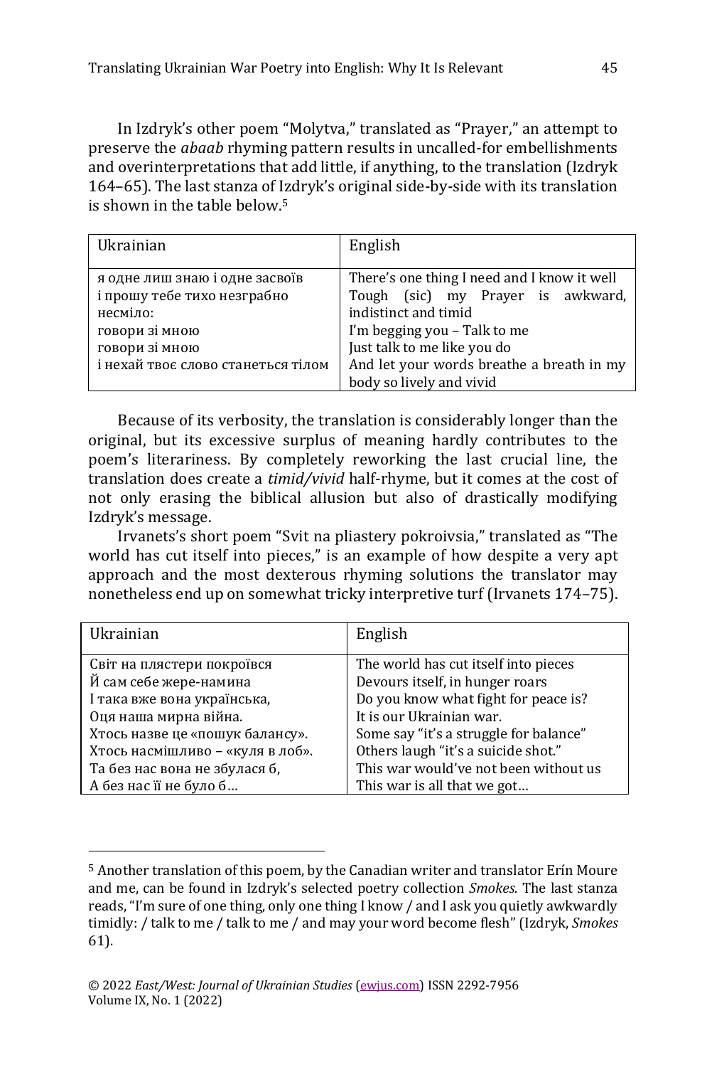In Izdryk's other poem "Molytva," translated as "Prayer," an attempt to preserve the *abaab* rhyming pattern results in uncalled-for embellishments and overinterpretations that add little, if anything, to the translation (Izdryk 164–65). The last stanza of Izdryk's original side-by-side with its translation is shown in the table below.[5]

| Ukrainian | English |
|---|---|
| я одне лиш знаю і одне засвоїв<br>і прошу тебе тихо незграбно несміло:<br>говори зі мною<br>говори зі мною<br>і нехай твоє слово станеться тілом | There's one thing I need and I know it well<br>Tough (sic) my Prayer is awkward, indistinct and timid<br>I'm begging you – Talk to me<br>Just talk to me like you do<br>And let your words breathe a breath in my body so lively and vivid |

Because of its verbosity, the translation is considerably longer than the original, but its excessive surplus of meaning hardly contributes to the poem's literariness. By completely reworking the last crucial line, the translation does create a *timid/vivid* half-rhyme, but it comes at the cost of not only erasing the biblical allusion but also of drastically modifying Izdryk's message.

Irvanets's short poem "Svit na pliastery pokroivsia," translated as "The world has cut itself into pieces," is an example of how despite a very apt approach and the most dexterous rhyming solutions the translator may nonetheless end up on somewhat tricky interpretive turf (Irvanets 174–75).

| Ukrainian | English |
|---|---|
| Світ на плястери покроївся<br>Й сам себе жере-намина<br>І така вже вона українська,<br>Оця наша мирна війна.<br>Хтось назве це «пошук балансу».<br>Хтось насмішливо – «куля в лоб».<br>Та без нас вона не збулася б,<br>А без нас її не було б… | The world has cut itself into pieces<br>Devours itself, in hunger roars<br>Do you know what fight for peace is?<br>It is our Ukrainian war.<br>Some say "it's a struggle for balance"<br>Others laugh "it's a suicide shot."<br>This war would've not been without us<br>This war is all that we got… |

[5] Another translation of this poem, by the Canadian writer and translator Erín Moure and me, can be found in Izdryk's selected poetry collection *Smokes.* The last stanza reads, "I'm sure of one thing, only one thing I know / and I ask you quietly awkwardly timidly: / talk to me / talk to me / and may your word become flesh" (Izdryk, *Smokes* 61).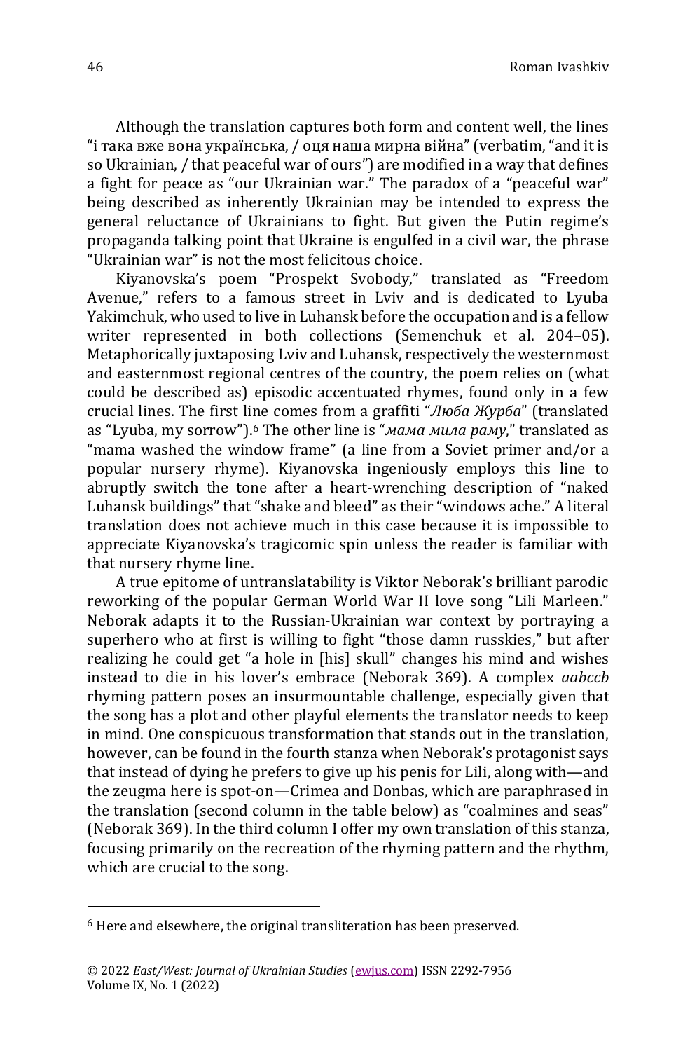Although the translation captures both form and content well, the lines "і така вже вона українська, / оця наша мирна війна" (verbatim, "and it is so Ukrainian, / that peaceful war of ours") are modified in a way that defines a fight for peace as "our Ukrainian war." The paradox of a "peaceful war" being described as inherently Ukrainian may be intended to express the general reluctance of Ukrainians to fight. But given the Putin regime's propaganda talking point that Ukraine is engulfed in a civil war, the phrase "Ukrainian war" is not the most felicitous choice.

Kiyanovska's poem "Prospekt Svobody," translated as "Freedom Avenue," refers to a famous street in Lviv and is dedicated to Lyuba Yakimchuk, who used to live in Luhansk before the occupation and is a fellow writer represented in both collections (Semenchuk et al. 204–05). Metaphorically juxtaposing Lviv and Luhansk, respectively the westernmost and easternmost regional centres of the country, the poem relies on (what could be described as) episodic accentuated rhymes, found only in a few crucial lines. The first line comes from a graffiti "*Люба Журба*" (translated as "Lyuba, my sorrow").[6] The other line is "*мама мила раму*," translated as "mama washed the window frame" (a line from a Soviet primer and/or a popular nursery rhyme). Kiyanovska ingeniously employs this line to abruptly switch the tone after a heart-wrenching description of "naked Luhansk buildings" that "shake and bleed" as their "windows ache." A literal translation does not achieve much in this case because it is impossible to appreciate Kiyanovska's tragicomic spin unless the reader is familiar with that nursery rhyme line.

A true epitome of untranslatability is Viktor Neborak's brilliant parodic reworking of the popular German World War II love song "Lili Marleen." Neborak adapts it to the Russian-Ukrainian war context by portraying a superhero who at first is willing to fight "those damn russkies," but after realizing he could get "a hole in [his] skull" changes his mind and wishes instead to die in his lover's embrace (Neborak 369). A complex *aabccb* rhyming pattern poses an insurmountable challenge, especially given that the song has a plot and other playful elements the translator needs to keep in mind. One conspicuous transformation that stands out in the translation, however, can be found in the fourth stanza when Neborak's protagonist says that instead of dying he prefers to give up his penis for Lili, along with—and the zeugma here is spot-on—Crimea and Donbas, which are paraphrased in the translation (second column in the table below) as "coalmines and seas" (Neborak 369). In the third column I offer my own translation of this stanza, focusing primarily on the recreation of the rhyming pattern and the rhythm, which are crucial to the song.

---

[6] Here and elsewhere, the original transliteration has been preserved.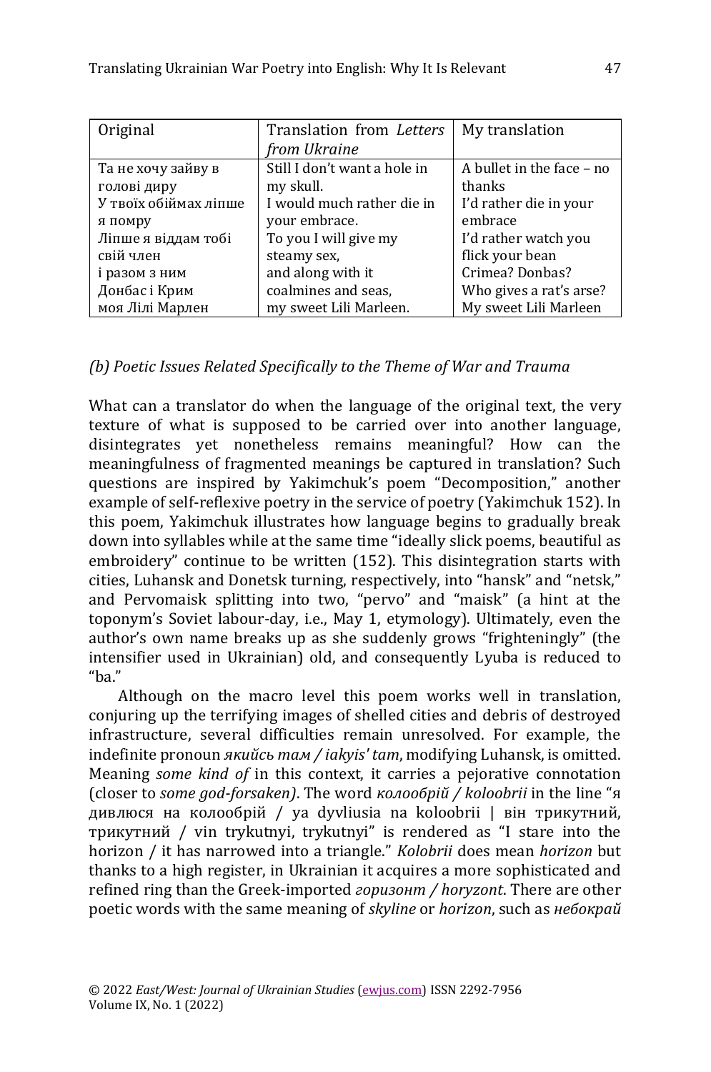| Original | Translation from *Letters from Ukraine* | My translation |
|---|---|---|
| Та не хочу зайву в голові диру<br>У твоїх обіймах ліпше я помру<br>Ліпше я віддам тобі свій член<br>і разом з ним<br>Донбас і Крим<br>моя Лілі Марлен | Still I don't want a hole in my skull.<br>I would much rather die in your embrace.<br>To you I will give my steamy sex,<br>and along with it<br>coalmines and seas,<br>my sweet Lili Marleen. | A bullet in the face – no thanks<br>I'd rather die in your embrace<br>I'd rather watch you flick your bean<br>Crimea? Donbas?<br>Who gives a rat's arse?<br>My sweet Lili Marleen |

### *(b) Poetic Issues Related Specifically to the Theme of War and Trauma*

What can a translator do when the language of the original text, the very texture of what is supposed to be carried over into another language, disintegrates yet nonetheless remains meaningful? How can the meaningfulness of fragmented meanings be captured in translation? Such questions are inspired by Yakimchuk's poem "Decomposition," another example of self-reflexive poetry in the service of poetry (Yakimchuk 152). In this poem, Yakimchuk illustrates how language begins to gradually break down into syllables while at the same time "ideally slick poems, beautiful as embroidery" continue to be written (152). This disintegration starts with cities, Luhansk and Donetsk turning, respectively, into "hansk" and "netsk," and Pervomaisk splitting into two, "pervo" and "maisk" (a hint at the toponym's Soviet labour-day, i.e., May 1, etymology). Ultimately, even the author's own name breaks up as she suddenly grows "frighteningly" (the intensifier used in Ukrainian) old, and consequently Lyuba is reduced to "ba."

Although on the macro level this poem works well in translation, conjuring up the terrifying images of shelled cities and debris of destroyed infrastructure, several difficulties remain unresolved. For example, the indefinite pronoun *якийсь там / iakyis' tam*, modifying Luhansk, is omitted. Meaning *some kind of* in this context, it carries a pejorative connotation (closer to *some god-forsaken)*. The word *колообрій / koloobrii* in the line "я дивлюся на колообрій / ya dyvliusia na koloobrii | він трикутний, трикутний / vin trykutnyi, trykutnyi" is rendered as "I stare into the horizon / it has narrowed into a triangle." *Kolobrii* does mean *horizon* but thanks to a high register, in Ukrainian it acquires a more sophisticated and refined ring than the Greek-imported *горизонт / horyzont*. There are other poetic words with the same meaning of *skyline* or *horizon*, such as *небокрай*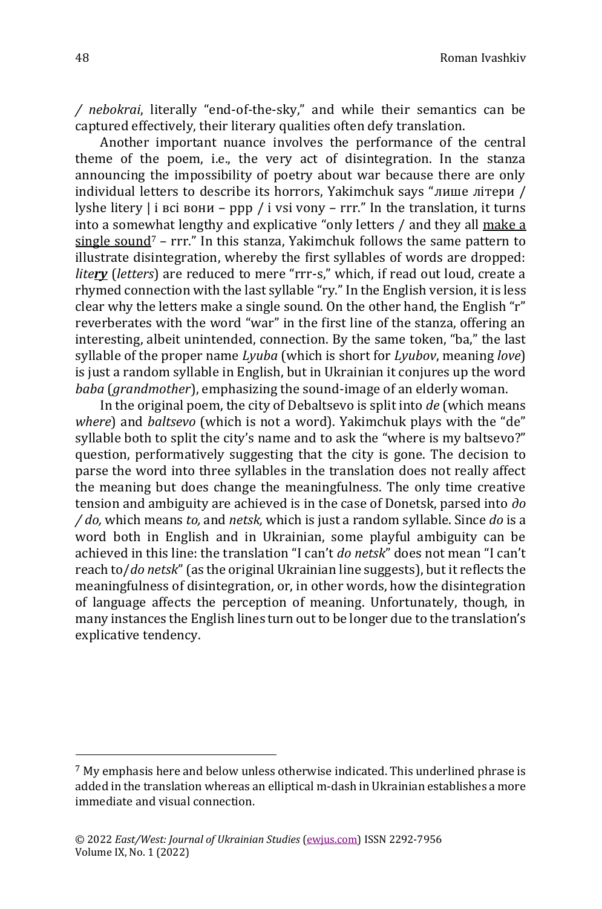/ *nebokrai*, literally "end-of-the-sky," and while their semantics can be captured effectively, their literary qualities often defy translation.

Another important nuance involves the performance of the central theme of the poem, i.e., the very act of disintegration. In the stanza announcing the impossibility of poetry about war because there are only individual letters to describe its horrors, Yakimchuk says "лише літери / lyshe litery | і всі вони – ррр / i vsi vony – rrr." In the translation, it turns into a somewhat lengthy and explicative "only letters / and they all <u>make a single sound</u>[7] – rrr." In this stanza, Yakimchuk follows the same pattern to illustrate disintegration, whereby the first syllables of words are dropped: *lite**<u>ry</u>*** (*letters*) are reduced to mere "rrr-s," which, if read out loud, create a rhymed connection with the last syllable "ry." In the English version, it is less clear why the letters make a single sound. On the other hand, the English "r" reverberates with the word "war" in the first line of the stanza, offering an interesting, albeit unintended, connection. By the same token, "ba," the last syllable of the proper name *Lyuba* (which is short for *Lyubov*, meaning *love*) is just a random syllable in English, but in Ukrainian it conjures up the word *baba* (*grandmother*), emphasizing the sound-image of an elderly woman.

In the original poem, the city of Debaltsevo is split into *de* (which means *where*) and *baltsevo* (which is not a word). Yakimchuk plays with the "de" syllable both to split the city's name and to ask the "where is my baltsevo?" question, performatively suggesting that the city is gone. The decision to parse the word into three syllables in the translation does not really affect the meaning but does change the meaningfulness. The only time creative tension and ambiguity are achieved is in the case of Donetsk, parsed into *до / do,* which means *to,* and *netsk,* which is just a random syllable. Since *do* is a word both in English and in Ukrainian, some playful ambiguity can be achieved in this line: the translation "I can't *do netsk*" does not mean "I can't reach to/*do netsk*" (as the original Ukrainian line suggests), but it reflects the meaningfulness of disintegration, or, in other words, how the disintegration of language affects the perception of meaning. Unfortunately, though, in many instances the English lines turn out to be longer due to the translation's explicative tendency.

[7] My emphasis here and below unless otherwise indicated. This underlined phrase is added in the translation whereas an elliptical m-dash in Ukrainian establishes a more immediate and visual connection.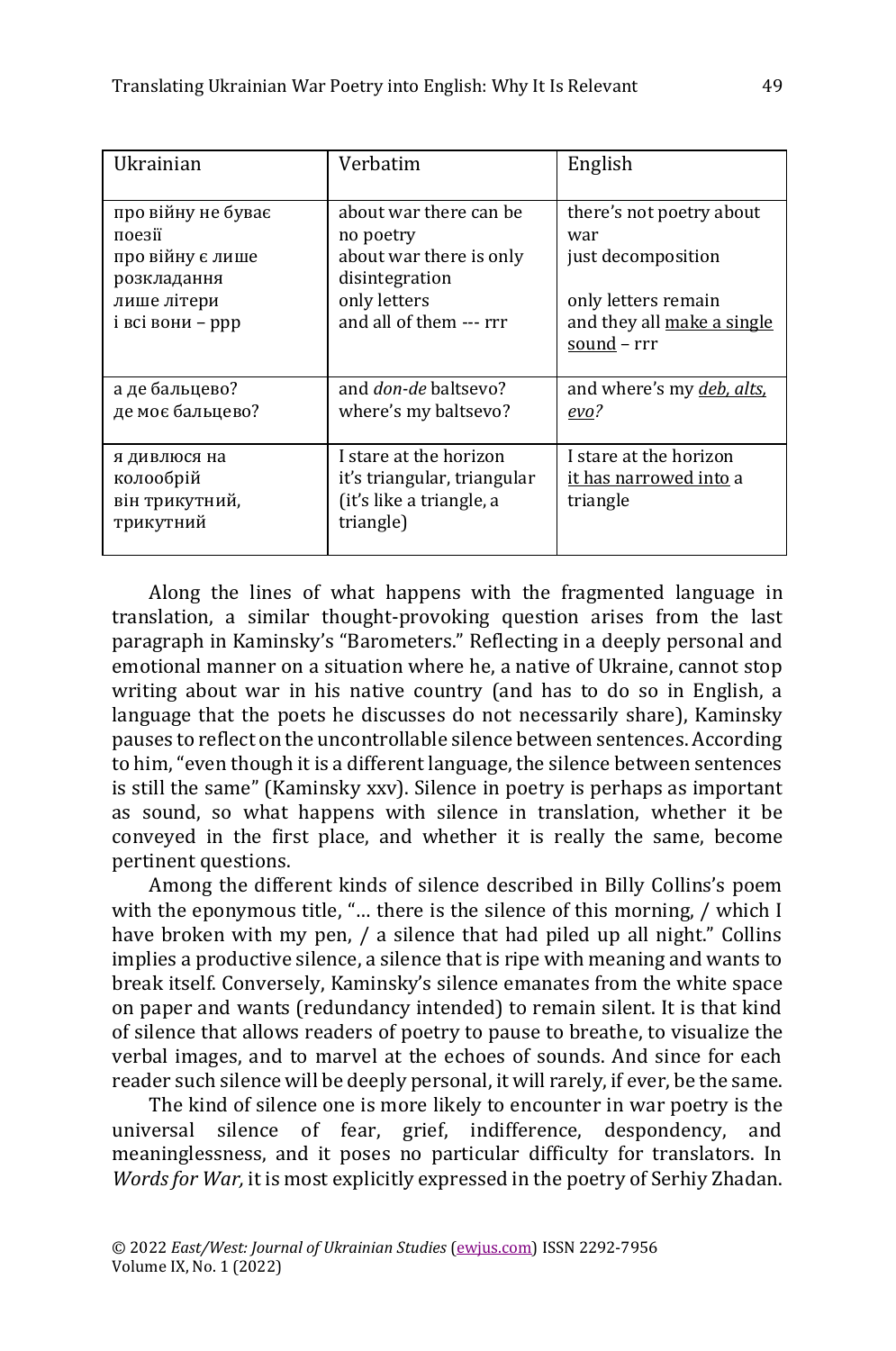| Ukrainian | Verbatim | English |
|---|---|---|
| про війну не буває поезії<br>про війну є лише розкладання<br>лише літери<br>і всі вони – ррр | about war there can be no poetry<br>about war there is only disintegration<br>only letters<br>and all of them --- rrr | there's not poetry about war<br>just decomposition<br><br>only letters remain<br>and they all <u>make a single sound</u> – rrr |
| а де бальцево?<br>де моє бальцево? | and *don-de* baltsevo?<br>where's my baltsevo? | and where's my <u>*deb, alts, evo?*</u> |
| я дивлюся на колообрій<br>він трикутний, трикутний | I stare at the horizon<br>it's triangular, triangular<br>(it's like a triangle, a triangle) | I stare at the horizon<br><u>it has narrowed into</u> a triangle |

Along the lines of what happens with the fragmented language in translation, a similar thought-provoking question arises from the last paragraph in Kaminsky's "Barometers." Reflecting in a deeply personal and emotional manner on a situation where he, a native of Ukraine, cannot stop writing about war in his native country (and has to do so in English, a language that the poets he discusses do not necessarily share), Kaminsky pauses to reflect on the uncontrollable silence between sentences. According to him, "even though it is a different language, the silence between sentences is still the same" (Kaminsky xxv). Silence in poetry is perhaps as important as sound, so what happens with silence in translation, whether it be conveyed in the first place, and whether it is really the same, become pertinent questions.

Among the different kinds of silence described in Billy Collins's poem with the eponymous title, "… there is the silence of this morning, / which I have broken with my pen, / a silence that had piled up all night." Collins implies a productive silence, a silence that is ripe with meaning and wants to break itself. Conversely, Kaminsky's silence emanates from the white space on paper and wants (redundancy intended) to remain silent. It is that kind of silence that allows readers of poetry to pause to breathe, to visualize the verbal images, and to marvel at the echoes of sounds. And since for each reader such silence will be deeply personal, it will rarely, if ever, be the same.

The kind of silence one is more likely to encounter in war poetry is the universal silence of fear, grief, indifference, despondency, and meaninglessness, and it poses no particular difficulty for translators. In *Words for War,* it is most explicitly expressed in the poetry of Serhiy Zhadan.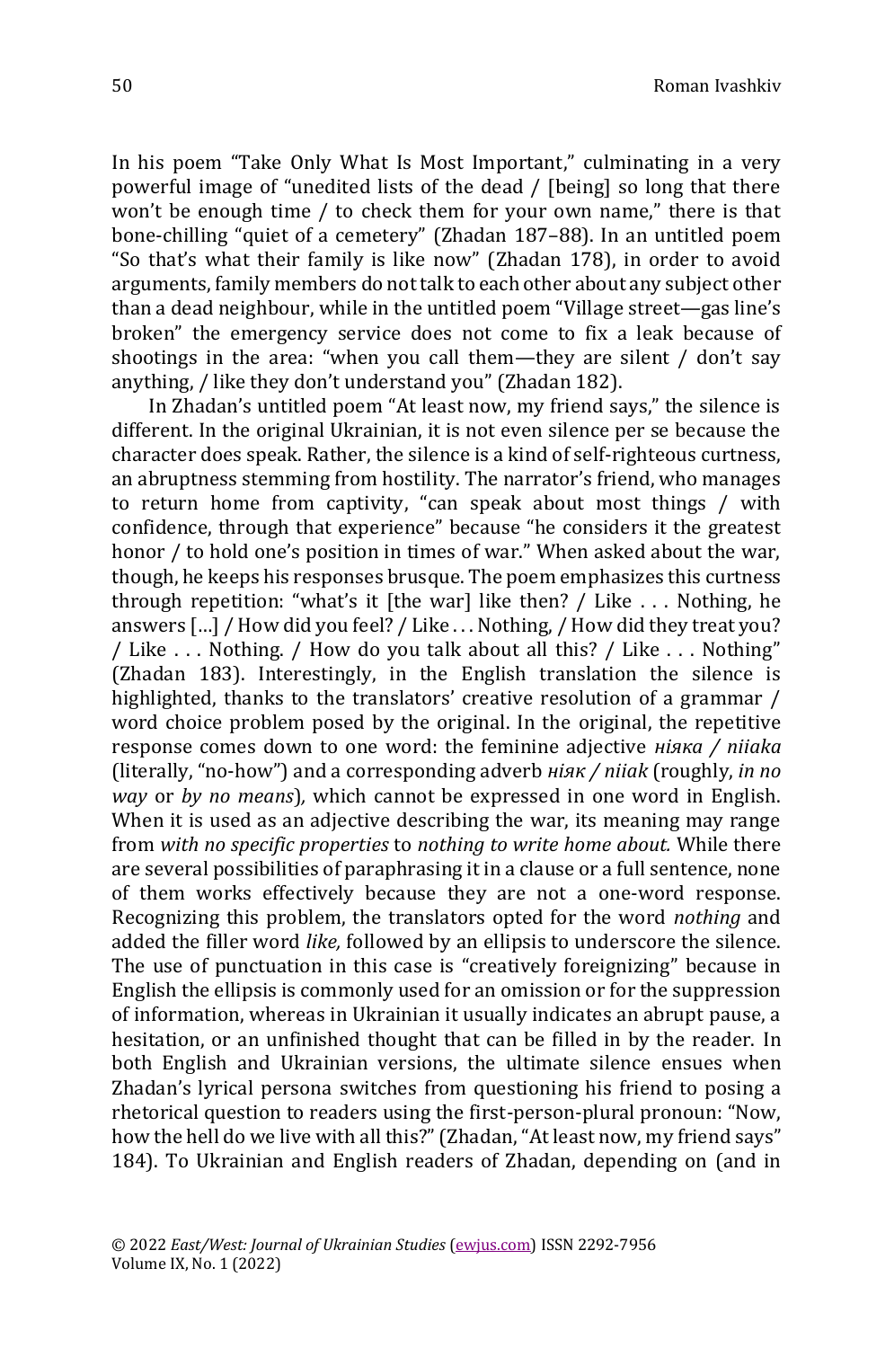In his poem "Take Only What Is Most Important," culminating in a very powerful image of "unedited lists of the dead / [being] so long that there won't be enough time / to check them for your own name," there is that bone-chilling "quiet of a cemetery" (Zhadan 187–88). In an untitled poem "So that's what their family is like now" (Zhadan 178), in order to avoid arguments, family members do not talk to each other about any subject other than a dead neighbour, while in the untitled poem "Village street—gas line's broken" the emergency service does not come to fix a leak because of shootings in the area: "when you call them—they are silent / don't say anything, / like they don't understand you" (Zhadan 182).

In Zhadan's untitled poem "At least now, my friend says," the silence is different. In the original Ukrainian, it is not even silence per se because the character does speak. Rather, the silence is a kind of self-righteous curtness, an abruptness stemming from hostility. The narrator's friend, who manages to return home from captivity, "can speak about most things / with confidence, through that experience" because "he considers it the greatest honor / to hold one's position in times of war." When asked about the war, though, he keeps his responses brusque. The poem emphasizes this curtness through repetition: "what's it [the war] like then? / Like . . . Nothing, he answers [...] / How did you feel? / Like . . . Nothing, / How did they treat you? / Like . . . Nothing. / How do you talk about all this? / Like . . . Nothing" (Zhadan 183). Interestingly, in the English translation the silence is highlighted, thanks to the translators' creative resolution of a grammar / word choice problem posed by the original. In the original, the repetitive response comes down to one word: the feminine adjective *ніяка / niiaka* (literally, "no-how") and a corresponding adverb *ніяк / niiak* (roughly, *in no way* or *by no means*), which cannot be expressed in one word in English. When it is used as an adjective describing the war, its meaning may range from *with no specific properties* to *nothing to write home about.* While there are several possibilities of paraphrasing it in a clause or a full sentence, none of them works effectively because they are not a one-word response. Recognizing this problem, the translators opted for the word *nothing* and added the filler word *like,* followed by an ellipsis to underscore the silence. The use of punctuation in this case is "creatively foreignizing" because in English the ellipsis is commonly used for an omission or for the suppression of information, whereas in Ukrainian it usually indicates an abrupt pause, a hesitation, or an unfinished thought that can be filled in by the reader. In both English and Ukrainian versions, the ultimate silence ensues when Zhadan's lyrical persona switches from questioning his friend to posing a rhetorical question to readers using the first-person-plural pronoun: "Now, how the hell do we live with all this?" (Zhadan, "At least now, my friend says" 184). To Ukrainian and English readers of Zhadan, depending on (and in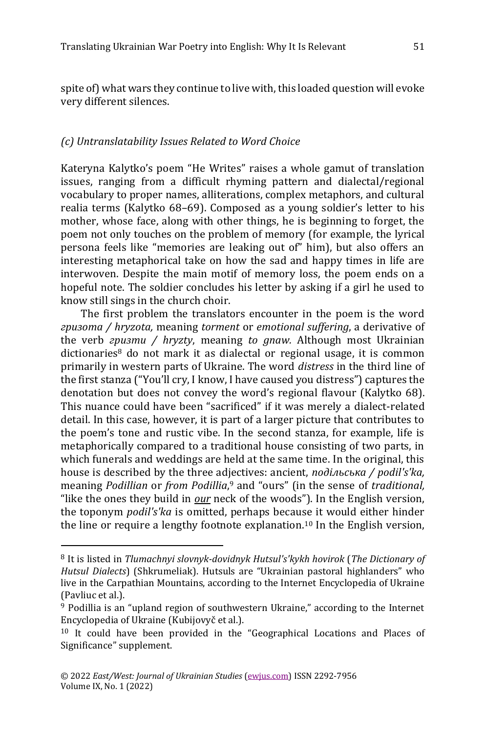spite of) what wars they continue to live with, this loaded question will evoke very different silences.

### *(c) Untranslatability Issues Related to Word Choice*

Kateryna Kalytko's poem "He Writes" raises a whole gamut of translation issues, ranging from a difficult rhyming pattern and dialectal/regional vocabulary to proper names, alliterations, complex metaphors, and cultural realia terms (Kalytko 68–69). Composed as a young soldier's letter to his mother, whose face, along with other things, he is beginning to forget, the poem not only touches on the problem of memory (for example, the lyrical persona feels like "memories are leaking out of" him), but also offers an interesting metaphorical take on how the sad and happy times in life are interwoven. Despite the main motif of memory loss, the poem ends on a hopeful note. The soldier concludes his letter by asking if a girl he used to know still sings in the church choir.

The first problem the translators encounter in the poem is the word *гризота / hryzota,* meaning *torment* or *emotional suffering*, a derivative of the verb *гризти / hryzty*, meaning *to gnaw.* Although most Ukrainian dictionaries[8] do not mark it as dialectal or regional usage, it is common primarily in western parts of Ukraine. The word *distress* in the third line of the first stanza ("You'll cry, I know, I have caused you distress") captures the denotation but does not convey the word's regional flavour (Kalytko 68). This nuance could have been "sacrificed" if it was merely a dialect-related detail. In this case, however, it is part of a larger picture that contributes to the poem's tone and rustic vibe. In the second stanza, for example, life is metaphorically compared to a traditional house consisting of two parts, in which funerals and weddings are held at the same time. In the original, this house is described by the three adjectives: ancient, *подільська / podil's'ka,* meaning *Podillian* or *from Podillia*,[9] and "ours" (in the sense of *traditional,* "like the ones they build in ***our*** neck of the woods"). In the English version, the toponym *podil's'ka* is omitted, perhaps because it would either hinder the line or require a lengthy footnote explanation.[10] In the English version,

---

[8] It is listed in *Tlumachnyi slovnyk-dovidnyk Hutsul's'kykh hovirok* (*The Dictionary of Hutsul Dialects*) (Shkrumeliak). Hutsuls are "Ukrainian pastoral highlanders" who live in the Carpathian Mountains, according to the Internet Encyclopedia of Ukraine (Pavliuc et al.).

[9] Podillia is an "upland region of southwestern Ukraine," according to the Internet Encyclopedia of Ukraine (Kubijovyč et al.).

[10] It could have been provided in the "Geographical Locations and Places of Significance" supplement.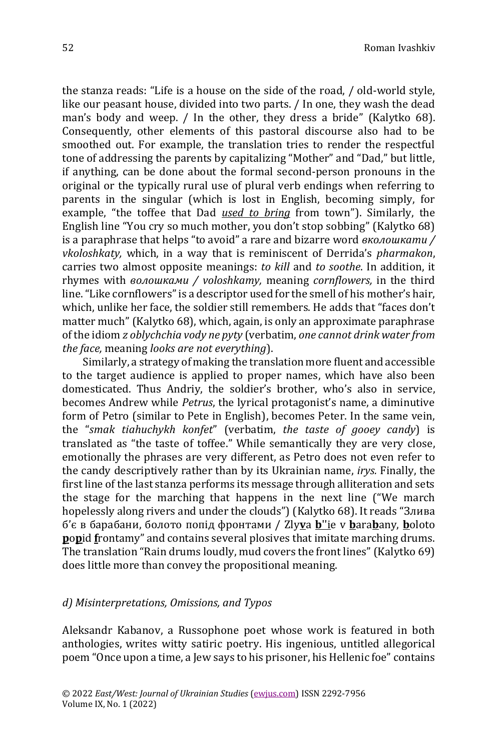the stanza reads: "Life is a house on the side of the road, / old-world style, like our peasant house, divided into two parts. / In one, they wash the dead man's body and weep. / In the other, they dress a bride" (Kalytko 68). Consequently, other elements of this pastoral discourse also had to be smoothed out. For example, the translation tries to render the respectful tone of addressing the parents by capitalizing "Mother" and "Dad," but little, if anything, can be done about the formal second-person pronouns in the original or the typically rural use of plural verb endings when referring to parents in the singular (which is lost in English, becoming simply, for example, "the toffee that Dad <u>*used to bring*</u> from town"). Similarly, the English line "You cry so much mother, you don't stop sobbing" (Kalytko 68) is a paraphrase that helps "to avoid" a rare and bizarre word *вколошкати / vkoloshkaty,* which, in a way that is reminiscent of Derrida's *pharmakon*, carries two almost opposite meanings: *to kill* and *to soothe*. In addition, it rhymes with *волошками / voloshkamy,* meaning *cornflowers,* in the third line. "Like cornflowers" is a descriptor used for the smell of his mother's hair, which, unlike her face, the soldier still remembers. He adds that "faces don't matter much" (Kalytko 68), which, again, is only an approximate paraphrase of the idiom *z oblychchia vody ne pyty* (verbatim, *one cannot drink water from the face,* meaning *looks are not everything*).

Similarly, a strategy of making the translation more fluent and accessible to the target audience is applied to proper names, which have also been domesticated. Thus Andriy, the soldier's brother, who's also in service, becomes Andrew while *Petrus*, the lyrical protagonist's name, a diminutive form of Petro (similar to Pete in English), becomes Peter. In the same vein, the "*smak tiahuchykh konfet*" (verbatim, *the taste of gooey candy*) is translated as "the taste of toffee." While semantically they are very close, emotionally the phrases are very different, as Petro does not even refer to the candy descriptively rather than by its Ukrainian name, *irys.* Finally, the first line of the last stanza performs its message through alliteration and sets the stage for the marching that happens in the next line ("We march hopelessly along rivers and under the clouds") (Kalytko 68). It reads "Злива б'є в барабани, болото попід фронтами / Zly**v**a **b**''ie v **b**ara**b**any, **b**oloto **p**o**p**id **f**rontamy" and contains several plosives that imitate marching drums. The translation "Rain drums loudly, mud covers the front lines" (Kalytko 69) does little more than convey the propositional meaning.

### *d) Misinterpretations, Omissions, and Typos*

Aleksandr Kabanov, a Russophone poet whose work is featured in both anthologies, writes witty satiric poetry. His ingenious, untitled allegorical poem "Once upon a time, a Jew says to his prisoner, his Hellenic foe" contains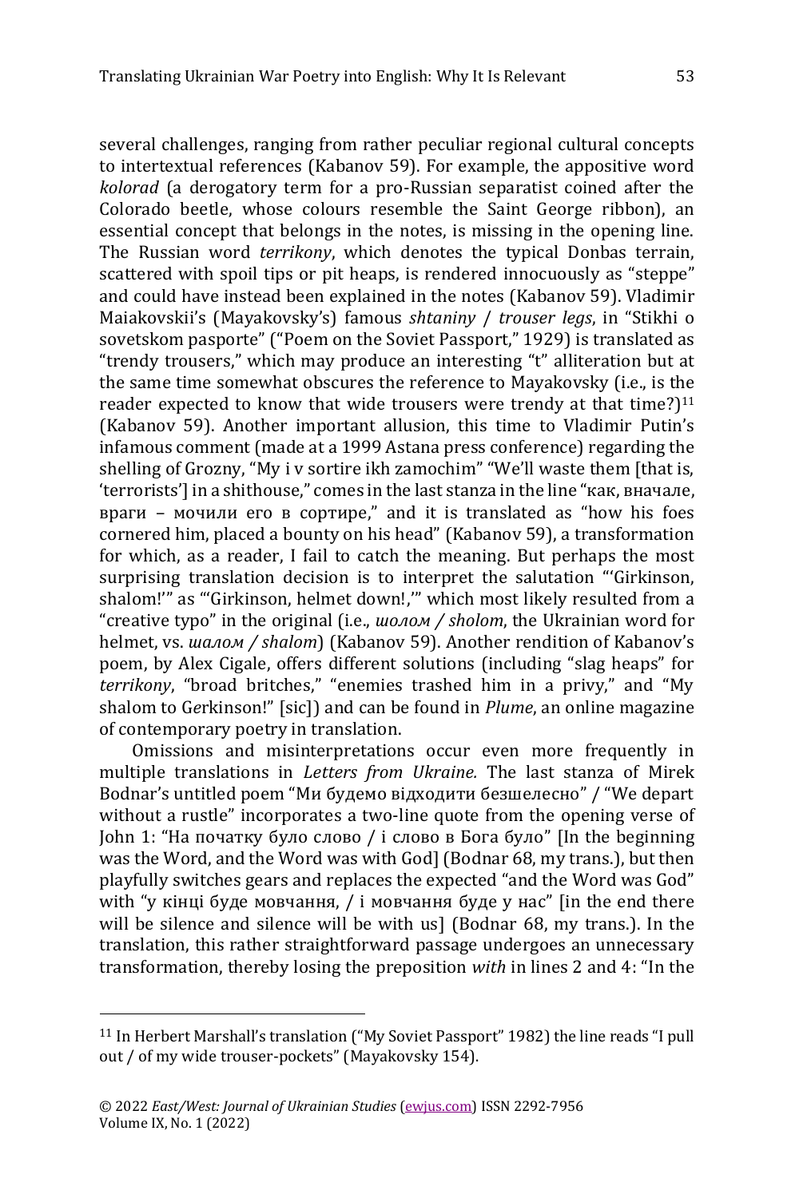several challenges, ranging from rather peculiar regional cultural concepts to intertextual references (Kabanov 59). For example, the appositive word *kolorad* (a derogatory term for a pro-Russian separatist coined after the Colorado beetle, whose colours resemble the Saint George ribbon), an essential concept that belongs in the notes, is missing in the opening line. The Russian word *terrikony*, which denotes the typical Donbas terrain, scattered with spoil tips or pit heaps, is rendered innocuously as "steppe" and could have instead been explained in the notes (Kabanov 59). Vladimir Maiakovskii's (Mayakovsky's) famous *shtaniny* / *trouser legs*, in "Stikhi o sovetskom pasporte" ("Poem on the Soviet Passport," 1929) is translated as "trendy trousers," which may produce an interesting "t" alliteration but at the same time somewhat obscures the reference to Mayakovsky (i.e., is the reader expected to know that wide trousers were trendy at that time?)[11] (Kabanov 59). Another important allusion, this time to Vladimir Putin's infamous comment (made at a 1999 Astana press conference) regarding the shelling of Grozny, "My i v sortire ikh zamochim" "We'll waste them [that is, 'terrorists'] in a shithouse," comes in the last stanza in the line "как, вначале, враги – мочили его в сортире," and it is translated as "how his foes cornered him, placed a bounty on his head" (Kabanov 59), a transformation for which, as a reader, I fail to catch the meaning. But perhaps the most surprising translation decision is to interpret the salutation "'Girkinson, shalom!'" as "'Girkinson, helmet down!,'" which most likely resulted from a "creative typo" in the original (i.e., *шолом / sholom*, the Ukrainian word for helmet, vs. *шалом / shalom*) (Kabanov 59). Another rendition of Kabanov's poem, by Alex Cigale, offers different solutions (including "slag heaps" for *terrikony*, "broad britches," "enemies trashed him in a privy," and "My shalom to G*e*rkinson!" [sic]) and can be found in *Plume*, an online magazine of contemporary poetry in translation.

Omissions and misinterpretations occur even more frequently in multiple translations in *Letters from Ukraine.* The last stanza of Mirek Bodnar's untitled poem "Ми будемо відходити безшелесно" / "We depart without a rustle" incorporates a two-line quote from the opening verse of John 1: "На початку було слово / і слово в Бога було" [In the beginning was the Word, and the Word was with God] (Bodnar 68, my trans.), but then playfully switches gears and replaces the expected "and the Word was God" with "у кінці буде мовчання, / і мовчання буде у нас" [in the end there will be silence and silence will be with us] (Bodnar 68, my trans.). In the translation, this rather straightforward passage undergoes an unnecessary transformation, thereby losing the preposition *with* in lines 2 and 4: "In the

---

[11] In Herbert Marshall's translation ("My Soviet Passport" 1982) the line reads "I pull out / of my wide trouser-pockets" (Mayakovsky 154).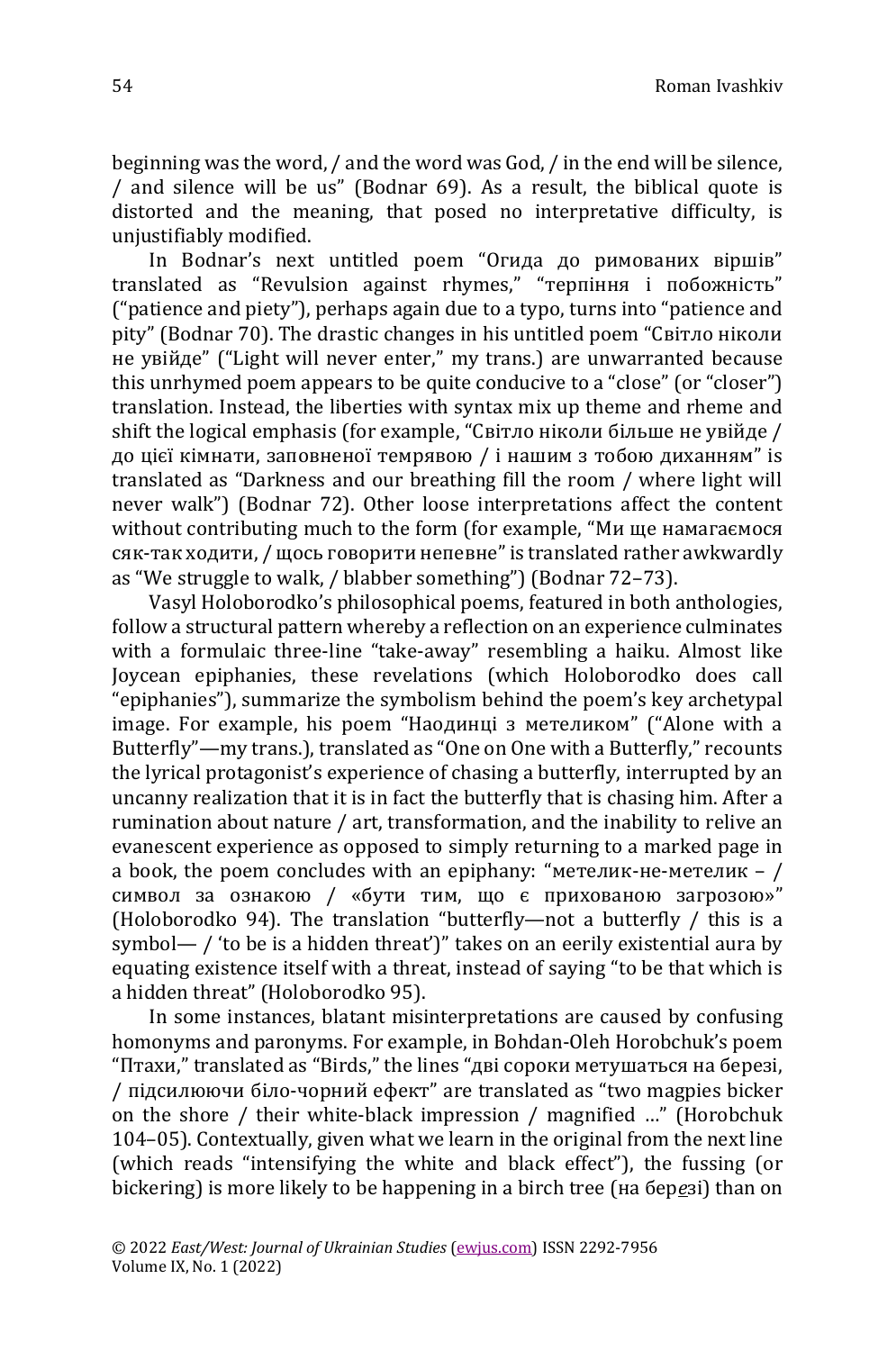beginning was the word, / and the word was God, / in the end will be silence, / and silence will be us" (Bodnar 69). As a result, the biblical quote is distorted and the meaning, that posed no interpretative difficulty, is unjustifiably modified.

In Bodnar's next untitled poem "Огида до римованих віршів" translated as "Revulsion against rhymes," "терпіння і побожність" ("patience and piety"), perhaps again due to a typo, turns into "patience and pity" (Bodnar 70). The drastic changes in his untitled poem "Світло ніколи не увійде" ("Light will never enter," my trans.) are unwarranted because this unrhymed poem appears to be quite conducive to a "close" (or "closer") translation. Instead, the liberties with syntax mix up theme and rheme and shift the logical emphasis (for example, "Світло ніколи більше не увійде / до цієї кімнати, заповненої темрявою / і нашим з тобою диханням" is translated as "Darkness and our breathing fill the room / where light will never walk") (Bodnar 72). Other loose interpretations affect the content without contributing much to the form (for example, "Ми ще намагаємося сяк-так ходити, / щось говорити непевне" is translated rather awkwardly as "We struggle to walk, / blabber something") (Bodnar 72–73).

Vasyl Holoborodko's philosophical poems, featured in both anthologies, follow a structural pattern whereby a reflection on an experience culminates with a formulaic three-line "take-away" resembling a haiku. Almost like Joycean epiphanies, these revelations (which Holoborodko does call "epiphanies"), summarize the symbolism behind the poem's key archetypal image. For example, his poem "Наодинці з метеликом" ("Alone with a Butterfly"—my trans.), translated as "One on One with a Butterfly," recounts the lyrical protagonist's experience of chasing a butterfly, interrupted by an uncanny realization that it is in fact the butterfly that is chasing him. After a rumination about nature / art, transformation, and the inability to relive an evanescent experience as opposed to simply returning to a marked page in a book, the poem concludes with an epiphany: "метелик-не-метелик – / символ за ознакою / «бути тим, що є прихованою загрозою»" (Holoborodko 94). The translation "butterfly—not a butterfly / this is a symbol— / 'to be is a hidden threat')" takes on an eerily existential aura by equating existence itself with a threat, instead of saying "to be that which is a hidden threat" (Holoborodko 95).

In some instances, blatant misinterpretations are caused by confusing homonyms and paronyms. For example, in Bohdan-Oleh Horobchuk's poem "Птахи," translated as "Birds," the lines "дві сороки метушаться на березі, / підсилюючи біло-чорний ефект" are translated as "two magpies bicker on the shore / their white-black impression / magnified …" (Horobchuk 104–05). Contextually, given what we learn in the original from the next line (which reads "intensifying the white and black effect"), the fussing (or bickering) is more likely to be happening in a birch tree (на бер*е*зі) than on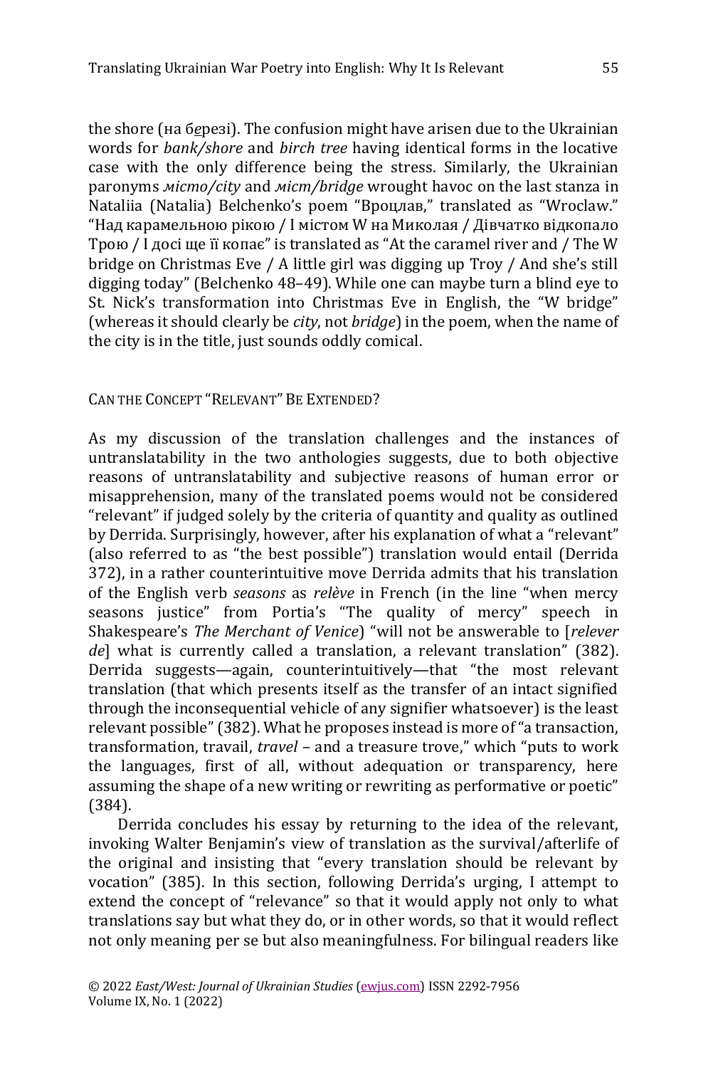the shore (на бе́резі). The confusion might have arisen due to the Ukrainian words for *bank/shore* and *birch tree* having identical forms in the locative case with the only difference being the stress. Similarly, the Ukrainian paronyms *місто/city* and *міст/bridge* wrought havoc on the last stanza in Nataliia (Natalia) Belchenko's poem "Вроцлав," translated as "Wroclaw." "Над карамельною рікою / І містом W на Миколая / Дівчатко відкопало Трою / І досі ще її копає" is translated as "At the caramel river and / The W bridge on Christmas Eve / A little girl was digging up Troy / And she's still digging today" (Belchenko 48–49). While one can maybe turn a blind eye to St. Nick's transformation into Christmas Eve in English, the "W bridge" (whereas it should clearly be *city*, not *bridge*) in the poem, when the name of the city is in the title, just sounds oddly comical.

## Can the Concept "Relevant" Be Extended?

As my discussion of the translation challenges and the instances of untranslatability in the two anthologies suggests, due to both objective reasons of untranslatability and subjective reasons of human error or misapprehension, many of the translated poems would not be considered "relevant" if judged solely by the criteria of quantity and quality as outlined by Derrida. Surprisingly, however, after his explanation of what a "relevant" (also referred to as "the best possible") translation would entail (Derrida 372), in a rather counterintuitive move Derrida admits that his translation of the English verb *seasons* as *relève* in French (in the line "when mercy seasons justice" from Portia's "The quality of mercy" speech in Shakespeare's *The Merchant of Venice*) "will not be answerable to [*relever de*] what is currently called a translation, a relevant translation" (382). Derrida suggests—again, counterintuitively—that "the most relevant translation (that which presents itself as the transfer of an intact signified through the inconsequential vehicle of any signifier whatsoever) is the least relevant possible" (382). What he proposes instead is more of "a transaction, transformation, travail, *travel* – and a treasure trove," which "puts to work the languages, first of all, without adequation or transparency, here assuming the shape of a new writing or rewriting as performative or poetic" (384).

Derrida concludes his essay by returning to the idea of the relevant, invoking Walter Benjamin's view of translation as the survival/afterlife of the original and insisting that "every translation should be relevant by vocation" (385). In this section, following Derrida's urging, I attempt to extend the concept of "relevance" so that it would apply not only to what translations say but what they do, or in other words, so that it would reflect not only meaning per se but also meaningfulness. For bilingual readers like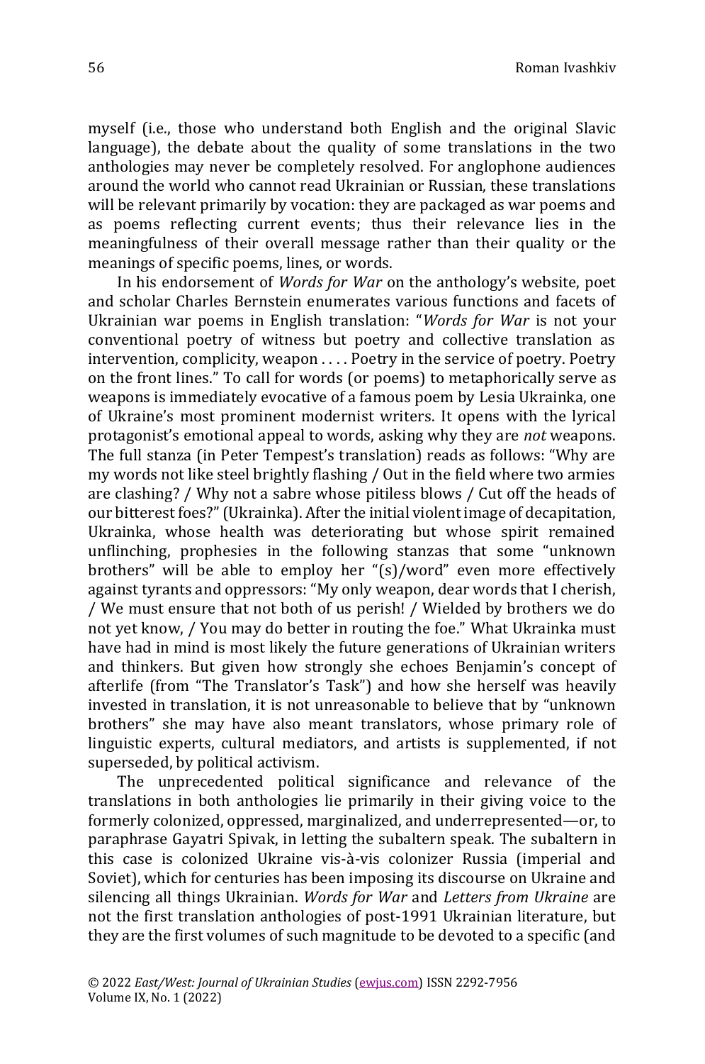myself (i.e., those who understand both English and the original Slavic language), the debate about the quality of some translations in the two anthologies may never be completely resolved. For anglophone audiences around the world who cannot read Ukrainian or Russian, these translations will be relevant primarily by vocation: they are packaged as war poems and as poems reflecting current events; thus their relevance lies in the meaningfulness of their overall message rather than their quality or the meanings of specific poems, lines, or words.

In his endorsement of *Words for War* on the anthology's website, poet and scholar Charles Bernstein enumerates various functions and facets of Ukrainian war poems in English translation: "*Words for War* is not your conventional poetry of witness but poetry and collective translation as intervention, complicity, weapon . . . . Poetry in the service of poetry. Poetry on the front lines." To call for words (or poems) to metaphorically serve as weapons is immediately evocative of a famous poem by Lesia Ukrainka, one of Ukraine's most prominent modernist writers. It opens with the lyrical protagonist's emotional appeal to words, asking why they are *not* weapons. The full stanza (in Peter Tempest's translation) reads as follows: "Why are my words not like steel brightly flashing / Out in the field where two armies are clashing? / Why not a sabre whose pitiless blows / Cut off the heads of our bitterest foes?" (Ukrainka). After the initial violent image of decapitation, Ukrainka, whose health was deteriorating but whose spirit remained unflinching, prophesies in the following stanzas that some "unknown brothers" will be able to employ her "(s)/word" even more effectively against tyrants and oppressors: "My only weapon, dear words that I cherish, / We must ensure that not both of us perish! / Wielded by brothers we do not yet know, / You may do better in routing the foe." What Ukrainka must have had in mind is most likely the future generations of Ukrainian writers and thinkers. But given how strongly she echoes Benjamin's concept of afterlife (from "The Translator's Task") and how she herself was heavily invested in translation, it is not unreasonable to believe that by "unknown brothers" she may have also meant translators, whose primary role of linguistic experts, cultural mediators, and artists is supplemented, if not superseded, by political activism.

The unprecedented political significance and relevance of the translations in both anthologies lie primarily in their giving voice to the formerly colonized, oppressed, marginalized, and underrepresented—or, to paraphrase Gayatri Spivak, in letting the subaltern speak. The subaltern in this case is colonized Ukraine vis-à-vis colonizer Russia (imperial and Soviet), which for centuries has been imposing its discourse on Ukraine and silencing all things Ukrainian. *Words for War* and *Letters from Ukraine* are not the first translation anthologies of post-1991 Ukrainian literature, but they are the first volumes of such magnitude to be devoted to a specific (and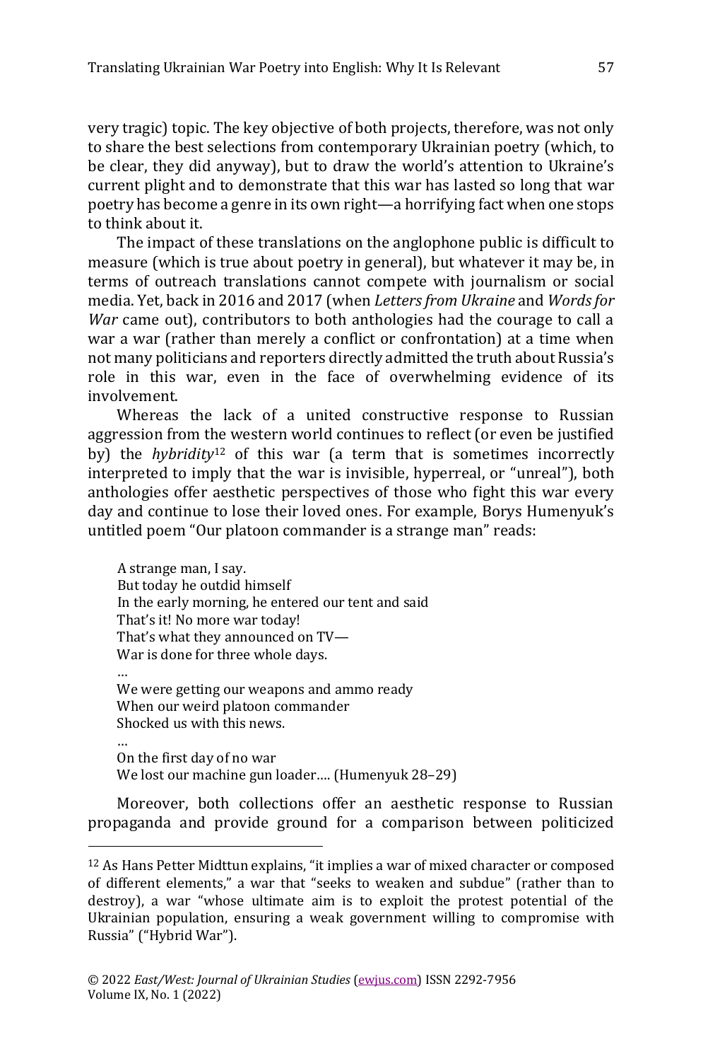very tragic) topic. The key objective of both projects, therefore, was not only to share the best selections from contemporary Ukrainian poetry (which, to be clear, they did anyway), but to draw the world's attention to Ukraine's current plight and to demonstrate that this war has lasted so long that war poetry has become a genre in its own right—a horrifying fact when one stops to think about it.

The impact of these translations on the anglophone public is difficult to measure (which is true about poetry in general), but whatever it may be, in terms of outreach translations cannot compete with journalism or social media. Yet, back in 2016 and 2017 (when *Letters from Ukraine* and *Words for War* came out), contributors to both anthologies had the courage to call a war a war (rather than merely a conflict or confrontation) at a time when not many politicians and reporters directly admitted the truth about Russia's role in this war, even in the face of overwhelming evidence of its involvement.

Whereas the lack of a united constructive response to Russian aggression from the western world continues to reflect (or even be justified by) the *hybridity*[12] of this war (a term that is sometimes incorrectly interpreted to imply that the war is invisible, hyperreal, or "unreal"), both anthologies offer aesthetic perspectives of those who fight this war every day and continue to lose their loved ones. For example, Borys Humenyuk's untitled poem "Our platoon commander is a strange man" reads:

> A strange man, I say.  
> But today he outdid himself  
> In the early morning, he entered our tent and said  
> That's it! No more war today!  
> That's what they announced on TV—  
> War is done for three whole days.  
> …  
> We were getting our weapons and ammo ready  
> When our weird platoon commander  
> Shocked us with this news.  
> …  
> On the first day of no war  
> We lost our machine gun loader…. (Humenyuk 28–29)

Moreover, both collections offer an aesthetic response to Russian propaganda and provide ground for a comparison between politicized

---

[12] As Hans Petter Midttun explains, "it implies a war of mixed character or composed of different elements," a war that "seeks to weaken and subdue" (rather than to destroy), a war "whose ultimate aim is to exploit the protest potential of the Ukrainian population, ensuring a weak government willing to compromise with Russia" ("Hybrid War").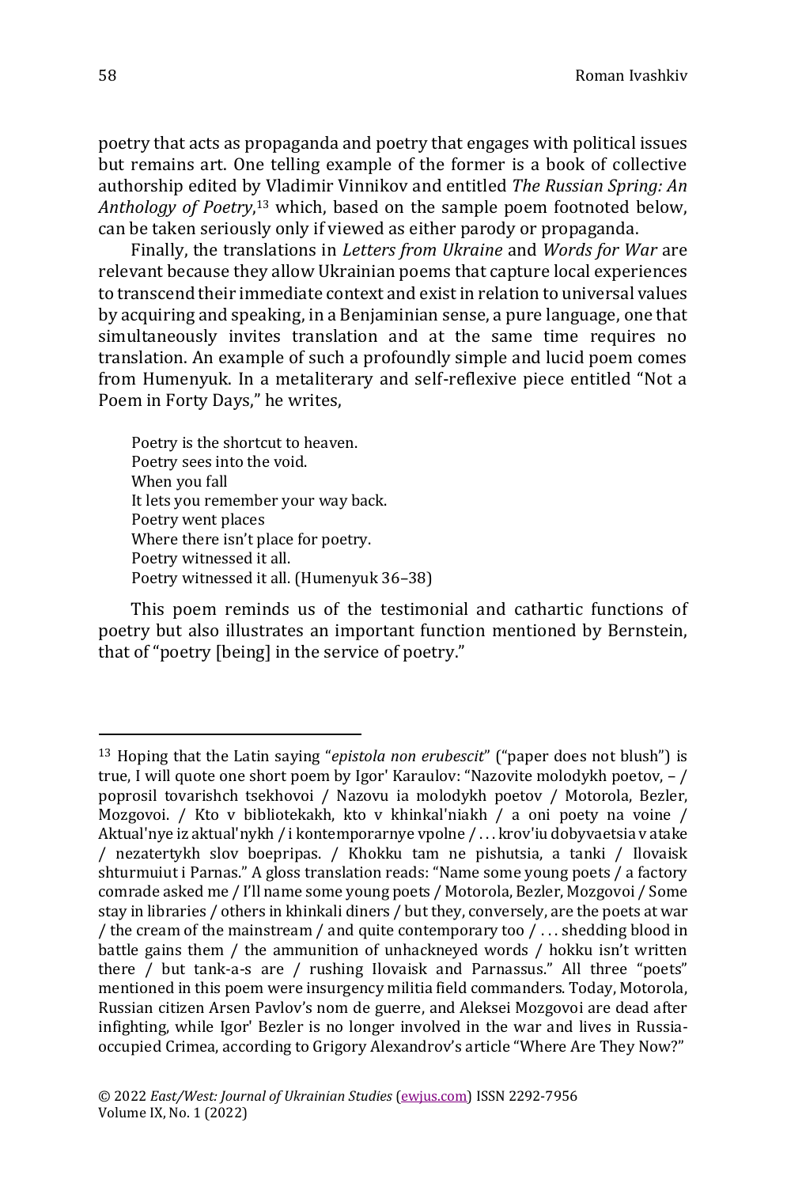poetry that acts as propaganda and poetry that engages with political issues but remains art. One telling example of the former is a book of collective authorship edited by Vladimir Vinnikov and entitled *The Russian Spring: An Anthology of Poetry*,[13] which, based on the sample poem footnoted below, can be taken seriously only if viewed as either parody or propaganda.

Finally, the translations in *Letters from Ukraine* and *Words for War* are relevant because they allow Ukrainian poems that capture local experiences to transcend their immediate context and exist in relation to universal values by acquiring and speaking, in a Benjaminian sense, a pure language, one that simultaneously invites translation and at the same time requires no translation. An example of such a profoundly simple and lucid poem comes from Humenyuk. In a metaliterary and self-reflexive piece entitled "Not a Poem in Forty Days," he writes,

> Poetry is the shortcut to heaven.
> Poetry sees into the void.
> When you fall
> It lets you remember your way back.
> Poetry went places
> Where there isn't place for poetry.
> Poetry witnessed it all.
> Poetry witnessed it all. (Humenyuk 36–38)

This poem reminds us of the testimonial and cathartic functions of poetry but also illustrates an important function mentioned by Bernstein, that of "poetry [being] in the service of poetry."

---

[13] Hoping that the Latin saying "*epistola non erubescit*" ("paper does not blush") is true, I will quote one short poem by Igor' Karaulov: "Nazovite molodykh poetov, – / poprosil tovarishch tsekhovoi / Nazovu ia molodykh poetov / Motorola, Bezler, Mozgovoi. / Kto v bibliotekakh, kto v khinkal'niakh / a oni poety na voine / Aktual'nye iz aktual'nykh / i kontemporarnye vpolne / . . . krov'iu dobyvaetsia v atake / nezatertykh slov boepripas. / Khokku tam ne pishutsia, a tanki / Ilovaisk shturmuiut i Parnas." A gloss translation reads: "Name some young poets / a factory comrade asked me / I'll name some young poets / Motorola, Bezler, Mozgovoi / Some stay in libraries / others in khinkali diners / but they, conversely, are the poets at war / the cream of the mainstream / and quite contemporary too / . . . shedding blood in battle gains them / the ammunition of unhackneyed words / hokku isn't written there / but tank-a-s are / rushing Ilovaisk and Parnassus." All three "poets" mentioned in this poem were insurgency militia field commanders. Today, Motorola, Russian citizen Arsen Pavlov's nom de guerre, and Aleksei Mozgovoi are dead after infighting, while Igor' Bezler is no longer involved in the war and lives in Russia-occupied Crimea, according to Grigory Alexandrov's article "Where Are They Now?"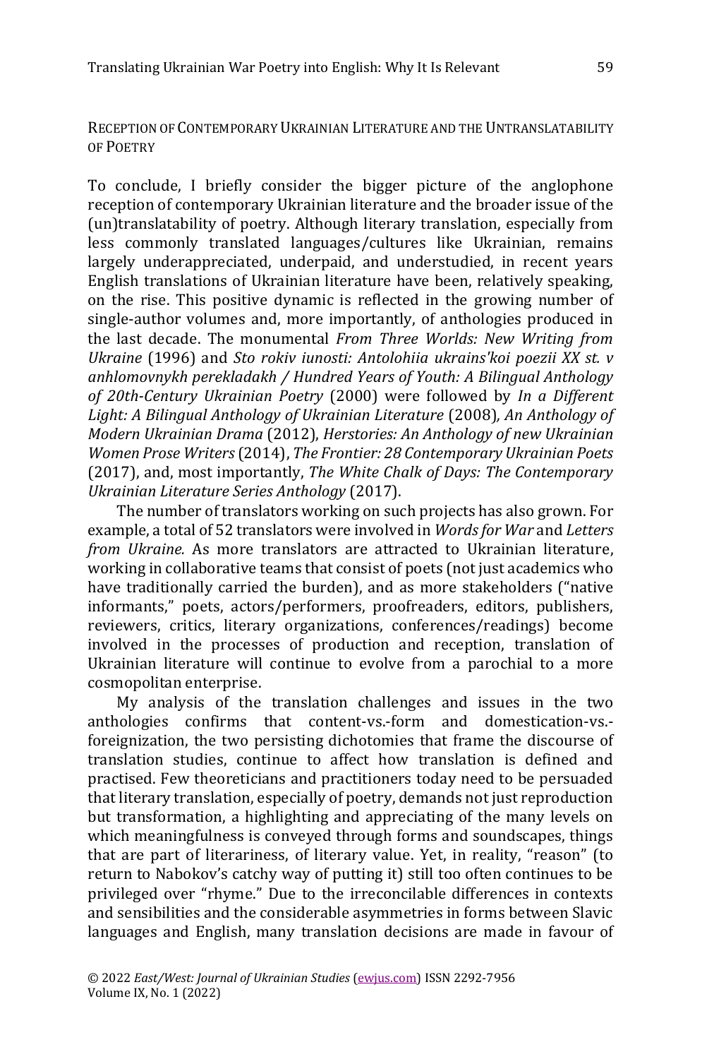## Reception of Contemporary Ukrainian Literature and the Untranslatability of Poetry

To conclude, I briefly consider the bigger picture of the anglophone reception of contemporary Ukrainian literature and the broader issue of the (un)translatability of poetry. Although literary translation, especially from less commonly translated languages/cultures like Ukrainian, remains largely underappreciated, underpaid, and understudied, in recent years English translations of Ukrainian literature have been, relatively speaking, on the rise. This positive dynamic is reflected in the growing number of single-author volumes and, more importantly, of anthologies produced in the last decade. The monumental *From Three Worlds: New Writing from Ukraine* (1996) and *Sto rokiv iunosti: Antolohiia ukrains'koi poezii XX st. v anhlomovnykh perekladakh / Hundred Years of Youth: A Bilingual Anthology of 20th-Century Ukrainian Poetry* (2000) were followed by *In a Different Light: A Bilingual Anthology of Ukrainian Literature* (2008), *An Anthology of Modern Ukrainian Drama* (2012), *Herstories: An Anthology of new Ukrainian Women Prose Writers* (2014), *The Frontier: 28 Contemporary Ukrainian Poets* (2017), and, most importantly, *The White Chalk of Days: The Contemporary Ukrainian Literature Series Anthology* (2017).

The number of translators working on such projects has also grown. For example, a total of 52 translators were involved in *Words for War* and *Letters from Ukraine.* As more translators are attracted to Ukrainian literature, working in collaborative teams that consist of poets (not just academics who have traditionally carried the burden), and as more stakeholders ("native informants," poets, actors/performers, proofreaders, editors, publishers, reviewers, critics, literary organizations, conferences/readings) become involved in the processes of production and reception, translation of Ukrainian literature will continue to evolve from a parochial to a more cosmopolitan enterprise.

My analysis of the translation challenges and issues in the two anthologies confirms that content-vs.-form and domestication-vs.-foreignization, the two persisting dichotomies that frame the discourse of translation studies, continue to affect how translation is defined and practised. Few theoreticians and practitioners today need to be persuaded that literary translation, especially of poetry, demands not just reproduction but transformation, a highlighting and appreciating of the many levels on which meaningfulness is conveyed through forms and soundscapes, things that are part of literariness, of literary value. Yet, in reality, "reason" (to return to Nabokov's catchy way of putting it) still too often continues to be privileged over "rhyme." Due to the irreconcilable differences in contexts and sensibilities and the considerable asymmetries in forms between Slavic languages and English, many translation decisions are made in favour of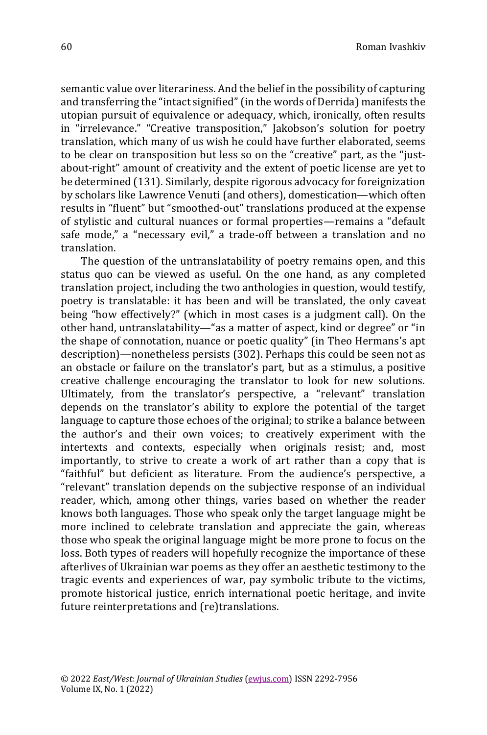semantic value over literariness. And the belief in the possibility of capturing and transferring the "intact signified" (in the words of Derrida) manifests the utopian pursuit of equivalence or adequacy, which, ironically, often results in "irrelevance." "Creative transposition," Jakobson's solution for poetry translation, which many of us wish he could have further elaborated, seems to be clear on transposition but less so on the "creative" part, as the "just-about-right" amount of creativity and the extent of poetic license are yet to be determined (131). Similarly, despite rigorous advocacy for foreignization by scholars like Lawrence Venuti (and others), domestication—which often results in "fluent" but "smoothed-out" translations produced at the expense of stylistic and cultural nuances or formal properties—remains a "default safe mode," a "necessary evil," a trade-off between a translation and no translation.

The question of the untranslatability of poetry remains open, and this status quo can be viewed as useful. On the one hand, as any completed translation project, including the two anthologies in question, would testify, poetry is translatable: it has been and will be translated, the only caveat being "how effectively?" (which in most cases is a judgment call). On the other hand, untranslatability—"as a matter of aspect, kind or degree" or "in the shape of connotation, nuance or poetic quality" (in Theo Hermans's apt description)—nonetheless persists (302). Perhaps this could be seen not as an obstacle or failure on the translator's part, but as a stimulus, a positive creative challenge encouraging the translator to look for new solutions. Ultimately, from the translator's perspective, a "relevant" translation depends on the translator's ability to explore the potential of the target language to capture those echoes of the original; to strike a balance between the author's and their own voices; to creatively experiment with the intertexts and contexts, especially when originals resist; and, most importantly, to strive to create a work of art rather than a copy that is "faithful" but deficient as literature. From the audience's perspective, a "relevant" translation depends on the subjective response of an individual reader, which, among other things, varies based on whether the reader knows both languages. Those who speak only the target language might be more inclined to celebrate translation and appreciate the gain, whereas those who speak the original language might be more prone to focus on the loss. Both types of readers will hopefully recognize the importance of these afterlives of Ukrainian war poems as they offer an aesthetic testimony to the tragic events and experiences of war, pay symbolic tribute to the victims, promote historical justice, enrich international poetic heritage, and invite future reinterpretations and (re)translations.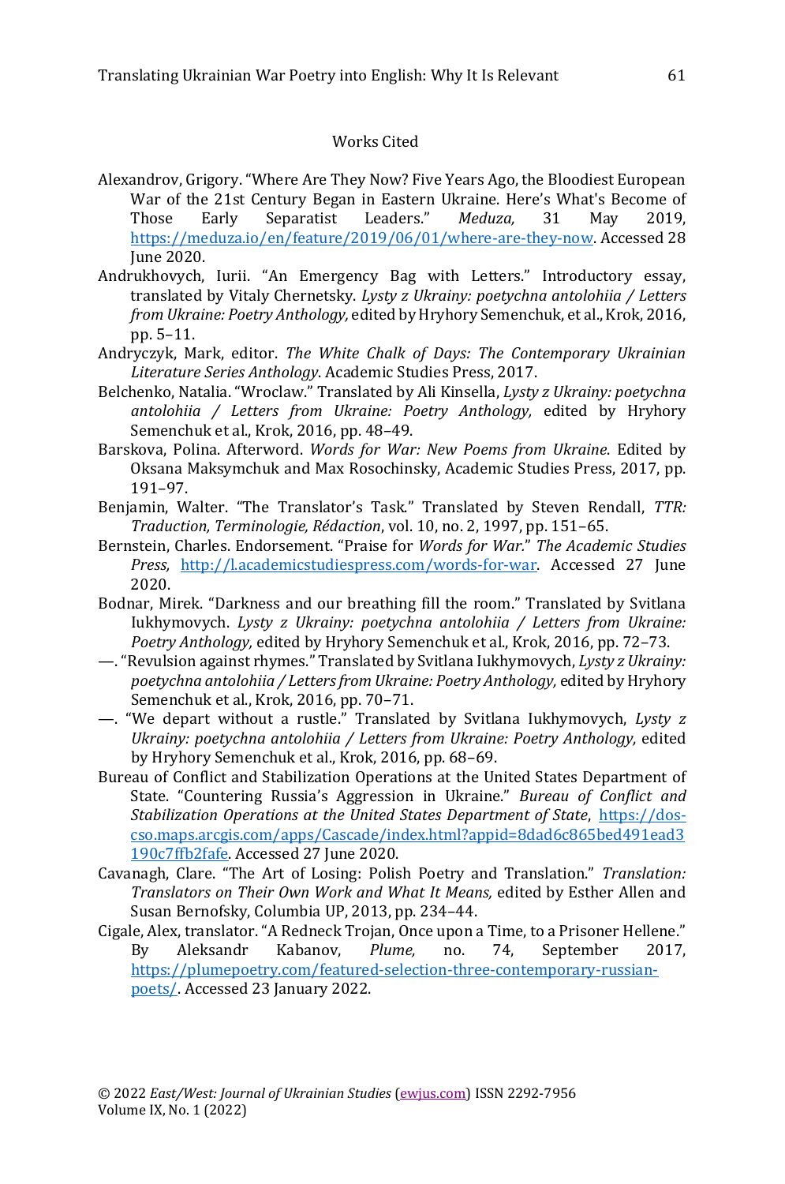## Works Cited

Alexandrov, Grigory. "Where Are They Now? Five Years Ago, the Bloodiest European War of the 21st Century Began in Eastern Ukraine. Here's What's Become of Those Early Separatist Leaders." *Meduza,* 31 May 2019, https://meduza.io/en/feature/2019/06/01/where-are-they-now. Accessed 28 June 2020.

Andrukhovych, Iurii. "An Emergency Bag with Letters." Introductory essay, translated by Vitaly Chernetsky. *Lysty z Ukrainy: poetychna antolohiia / Letters from Ukraine: Poetry Anthology,* edited by Hryhory Semenchuk, et al., Krok, 2016, pp. 5–11.

Andryczyk, Mark, editor. *The White Chalk of Days: The Contemporary Ukrainian Literature Series Anthology*. Academic Studies Press, 2017.

Belchenko, Natalia. "Wroclaw." Translated by Ali Kinsella, *Lysty z Ukrainy: poetychna antolohiia / Letters from Ukraine: Poetry Anthology,* edited by Hryhory Semenchuk et al., Krok, 2016, pp. 48–49.

Barskova, Polina. Afterword. *Words for War: New Poems from Ukraine*. Edited by Oksana Maksymchuk and Max Rosochinsky, Academic Studies Press, 2017, pp. 191–97.

Benjamin, Walter. "The Translator's Task." Translated by Steven Rendall, *TTR: Traduction, Terminologie, Rédaction*, vol. 10, no. 2, 1997, pp. 151–65.

Bernstein, Charles. Endorsement. "Praise for *Words for War*." *The Academic Studies Press,* http://l.academicstudiespress.com/words-for-war. Accessed 27 June 2020.

Bodnar, Mirek. "Darkness and our breathing fill the room." Translated by Svitlana Iukhymovych. *Lysty z Ukrainy: poetychna antolohiia / Letters from Ukraine: Poetry Anthology,* edited by Hryhory Semenchuk et al., Krok, 2016, pp. 72–73.

—. "Revulsion against rhymes." Translated by Svitlana Iukhymovych, *Lysty z Ukrainy: poetychna antolohiia / Letters from Ukraine: Poetry Anthology,* edited by Hryhory Semenchuk et al., Krok, 2016, pp. 70–71.

—. "We depart without a rustle." Translated by Svitlana Iukhymovych, *Lysty z Ukrainy: poetychna antolohiia / Letters from Ukraine: Poetry Anthology,* edited by Hryhory Semenchuk et al., Krok, 2016, pp. 68–69.

Bureau of Conflict and Stabilization Operations at the United States Department of State. "Countering Russia's Aggression in Ukraine." *Bureau of Conflict and Stabilization Operations at the United States Department of State*, https://dos-cso.maps.arcgis.com/apps/Cascade/index.html?appid=8dad6c865bed491ead3190c7ffb2fafe. Accessed 27 June 2020.

Cavanagh, Clare. "The Art of Losing: Polish Poetry and Translation." *Translation: Translators on Their Own Work and What It Means,* edited by Esther Allen and Susan Bernofsky, Columbia UP, 2013, pp. 234–44.

Cigale, Alex, translator. "A Redneck Trojan, Once upon a Time, to a Prisoner Hellene." By Aleksandr Kabanov, *Plume,* no. 74, September 2017, https://plumepoetry.com/featured-selection-three-contemporary-russian-poets/. Accessed 23 January 2022.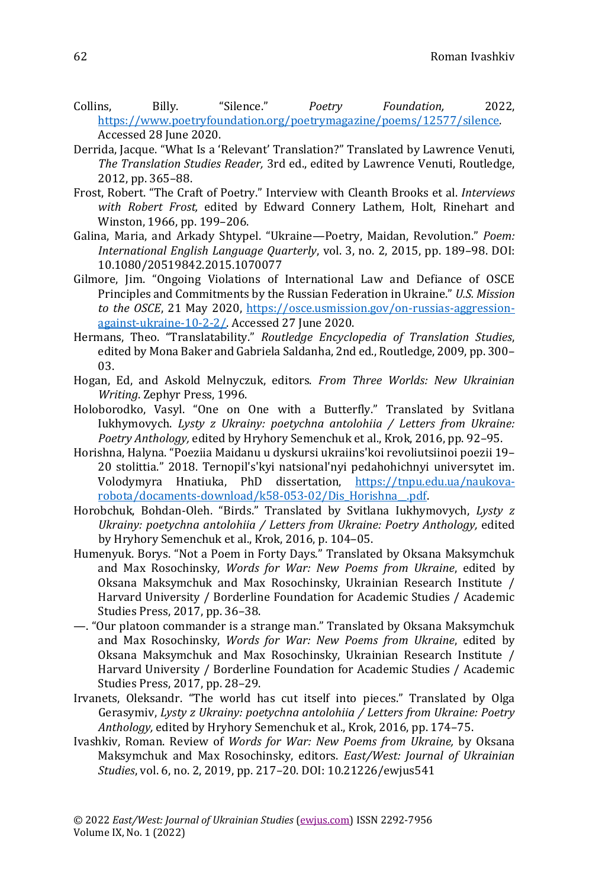Collins, Billy. "Silence." *Poetry Foundation,* 2022, https://www.poetryfoundation.org/poetrymagazine/poems/12577/silence. Accessed 28 June 2020.

Derrida, Jacque. "What Is a 'Relevant' Translation?" Translated by Lawrence Venuti, *The Translation Studies Reader,* 3rd ed., edited by Lawrence Venuti, Routledge, 2012, pp. 365–88.

Frost, Robert. "The Craft of Poetry." Interview with Cleanth Brooks et al. *Interviews with Robert Frost,* edited by Edward Connery Lathem, Holt, Rinehart and Winston, 1966, pp. 199–206.

Galina, Maria, and Arkady Shtypel. "Ukraine—Poetry, Maidan, Revolution." *Poem: International English Language Quarterly*, vol. 3, no. 2, 2015, pp. 189–98. DOI: 10.1080/20519842.2015.1070077

Gilmore, Jim. "Ongoing Violations of International Law and Defiance of OSCE Principles and Commitments by the Russian Federation in Ukraine." *U.S. Mission to the OSCE*, 21 May 2020, https://osce.usmission.gov/on-russias-aggression-against-ukraine-10-2-2/. Accessed 27 June 2020.

Hermans, Theo. "Translatability." *Routledge Encyclopedia of Translation Studies*, edited by Mona Baker and Gabriela Saldanha, 2nd ed., Routledge, 2009, pp. 300–03.

Hogan, Ed, and Askold Melnyczuk, editors. *From Three Worlds: New Ukrainian Writing*. Zephyr Press, 1996.

Holoborodko, Vasyl. "One on One with a Butterfly." Translated by Svitlana Iukhymovych. *Lysty z Ukrainy: poetychna antolohiia / Letters from Ukraine: Poetry Anthology,* edited by Hryhory Semenchuk et al., Krok, 2016, pp. 92–95.

Horishna, Halyna. "Poeziia Maidanu u dyskursi ukraiins'koi revoliutsiinoi poezii 19–20 stolittia." 2018. Ternopil's'kyi natsional'nyi pedahohichnyi universytet im. Volodymyra Hnatiuka, PhD dissertation, https://tnpu.edu.ua/naukova-robota/docaments-download/k58-053-02/Dis_Horishna__.pdf.

Horobchuk, Bohdan-Oleh. "Birds." Translated by Svitlana Iukhymovych, *Lysty z Ukrainy: poetychna antolohiia / Letters from Ukraine: Poetry Anthology,* edited by Hryhory Semenchuk et al., Krok, 2016, p. 104–05.

Humenyuk. Borys. "Not a Poem in Forty Days." Translated by Oksana Maksymchuk and Max Rosochinsky, *Words for War: New Poems from Ukraine*, edited by Oksana Maksymchuk and Max Rosochinsky, Ukrainian Research Institute / Harvard University / Borderline Foundation for Academic Studies / Academic Studies Press, 2017, pp. 36–38.

—. "Our platoon commander is a strange man." Translated by Oksana Maksymchuk and Max Rosochinsky, *Words for War: New Poems from Ukraine*, edited by Oksana Maksymchuk and Max Rosochinsky, Ukrainian Research Institute / Harvard University / Borderline Foundation for Academic Studies / Academic Studies Press, 2017, pp. 28–29.

Irvanets, Oleksandr. "The world has cut itself into pieces." Translated by Olga Gerasymiv, *Lysty z Ukrainy: poetychna antolohiia / Letters from Ukraine: Poetry Anthology,* edited by Hryhory Semenchuk et al., Krok, 2016, pp. 174–75.

Ivashkiv, Roman. Review of *Words for War: New Poems from Ukraine,* by Oksana Maksymchuk and Max Rosochinsky, editors. *East/West: Journal of Ukrainian Studies*, vol. 6, no. 2, 2019, pp. 217–20. DOI: 10.21226/ewjus541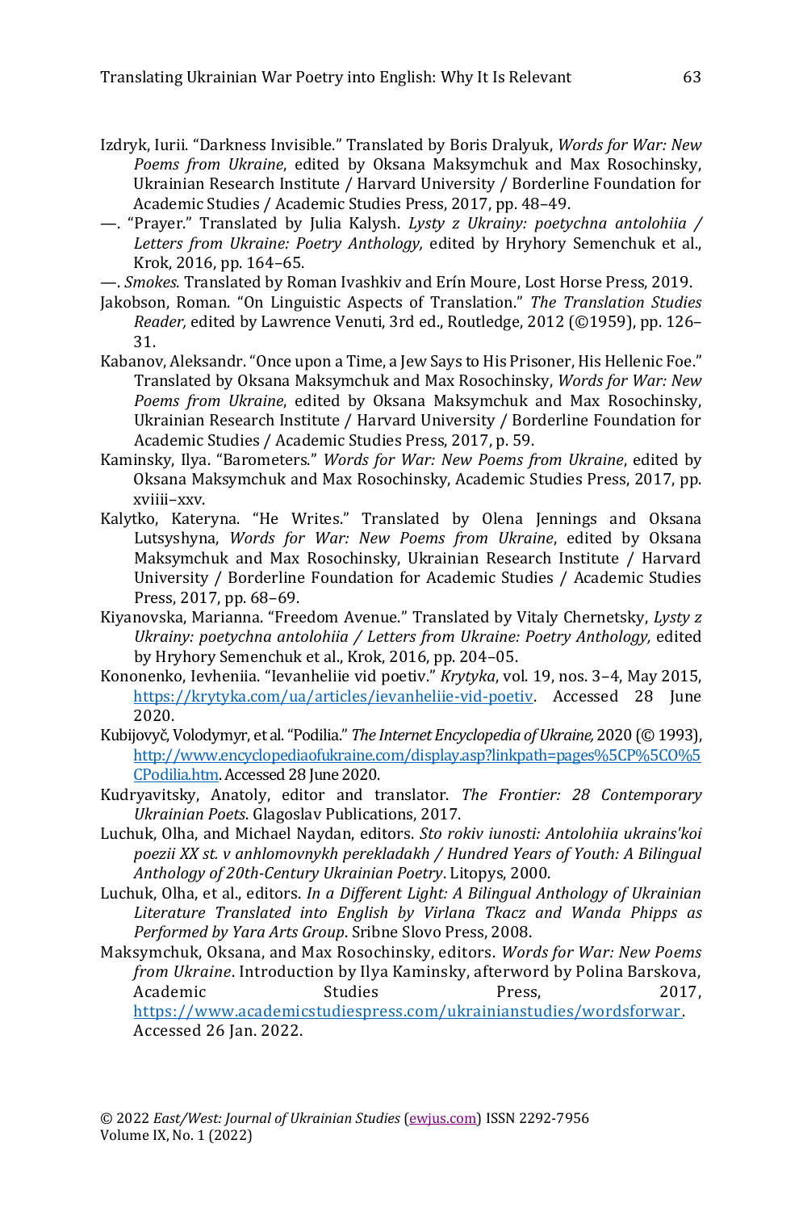Izdryk, Iurii. "Darkness Invisible." Translated by Boris Dralyuk, *Words for War: New Poems from Ukraine*, edited by Oksana Maksymchuk and Max Rosochinsky, Ukrainian Research Institute / Harvard University / Borderline Foundation for Academic Studies / Academic Studies Press, 2017, pp. 48–49.

—. "Prayer." Translated by Julia Kalysh. *Lysty z Ukrainy: poetychna antolohiia / Letters from Ukraine: Poetry Anthology,* edited by Hryhory Semenchuk et al., Krok, 2016, pp. 164–65.

—. *Smokes.* Translated by Roman Ivashkiv and Erín Moure, Lost Horse Press, 2019.

Jakobson, Roman. "On Linguistic Aspects of Translation." *The Translation Studies Reader,* edited by Lawrence Venuti, 3rd ed., Routledge, 2012 (©1959), pp. 126–31.

Kabanov, Aleksandr. "Once upon a Time, a Jew Says to His Prisoner, His Hellenic Foe." Translated by Oksana Maksymchuk and Max Rosochinsky, *Words for War: New Poems from Ukraine*, edited by Oksana Maksymchuk and Max Rosochinsky, Ukrainian Research Institute / Harvard University / Borderline Foundation for Academic Studies / Academic Studies Press, 2017, p. 59.

Kaminsky, Ilya. "Barometers." *Words for War: New Poems from Ukraine*, edited by Oksana Maksymchuk and Max Rosochinsky, Academic Studies Press, 2017, pp. xviiii–xxv.

Kalytko, Kateryna. "He Writes." Translated by Olena Jennings and Oksana Lutsyshyna, *Words for War: New Poems from Ukraine*, edited by Oksana Maksymchuk and Max Rosochinsky, Ukrainian Research Institute / Harvard University / Borderline Foundation for Academic Studies / Academic Studies Press, 2017, pp. 68–69.

Kiyanovska, Marianna. "Freedom Avenue." Translated by Vitaly Chernetsky, *Lysty z Ukrainy: poetychna antolohiia / Letters from Ukraine: Poetry Anthology,* edited by Hryhory Semenchuk et al., Krok, 2016, pp. 204–05.

Kononenko, Ievheniia. "Ievanheliie vid poetiv." *Krytyka*, vol. 19, nos. 3–4, May 2015, https://krytyka.com/ua/articles/ievanheliie-vid-poetiv. Accessed 28 June 2020.

Kubijovyč, Volodymyr, et al. "Podilia." *The Internet Encyclopedia of Ukraine,* 2020 (© 1993), http://www.encyclopediaofukraine.com/display.asp?linkpath=pages%5CP%5CO%5CPodilia.htm. Accessed 28 June 2020.

Kudryavitsky, Anatoly, editor and translator. *The Frontier: 28 Contemporary Ukrainian Poets*. Glagoslav Publications, 2017.

Luchuk, Olha, and Michael Naydan, editors. *Sto rokiv iunosti: Antolohiia ukrains'koi poezii XX st. v anhlomovnykh perekladakh / Hundred Years of Youth: A Bilingual Anthology of 20th-Century Ukrainian Poetry*. Litopys, 2000.

Luchuk, Olha, et al., editors. *In a Different Light: A Bilingual Anthology of Ukrainian Literature Translated into English by Virlana Tkacz and Wanda Phipps as Performed by Yara Arts Group*. Sribne Slovo Press, 2008.

Maksymchuk, Oksana, and Max Rosochinsky, editors. *Words for War: New Poems from Ukraine*. Introduction by Ilya Kaminsky, afterword by Polina Barskova, Academic Studies Press, 2017, https://www.academicstudiespress.com/ukrainianstudies/wordsforwar. Accessed 26 Jan. 2022.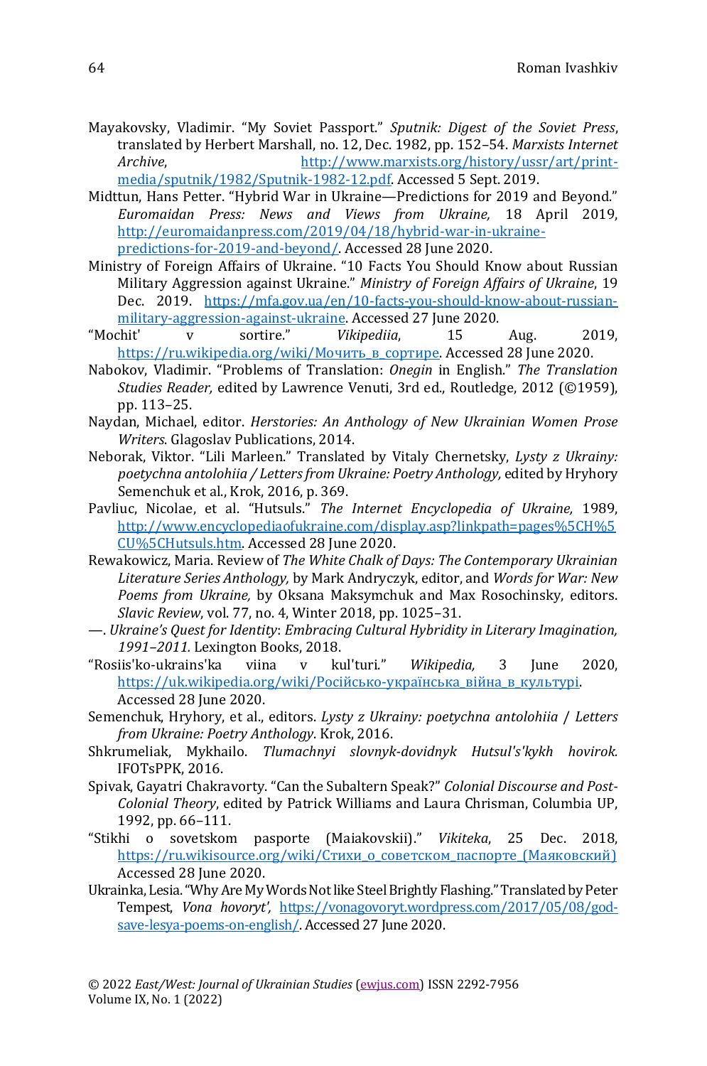Mayakovsky, Vladimir. "My Soviet Passport." *Sputnik: Digest of the Soviet Press*, translated by Herbert Marshall, no. 12, Dec. 1982, pp. 152–54. *Marxists Internet Archive*, http://www.marxists.org/history/ussr/art/print-media/sputnik/1982/Sputnik-1982-12.pdf. Accessed 5 Sept. 2019.

Midttun, Hans Petter. "Hybrid War in Ukraine—Predictions for 2019 and Beyond." *Euromaidan Press: News and Views from Ukraine,* 18 April 2019, http://euromaidanpress.com/2019/04/18/hybrid-war-in-ukraine-predictions-for-2019-and-beyond/. Accessed 28 June 2020.

Ministry of Foreign Affairs of Ukraine. "10 Facts You Should Know about Russian Military Aggression against Ukraine." *Ministry of Foreign Affairs of Ukraine*, 19 Dec. 2019. https://mfa.gov.ua/en/10-facts-you-should-know-about-russian-military-aggression-against-ukraine. Accessed 27 June 2020.

"Mochit' v sortire." *Vikipediia*, 15 Aug. 2019, https://ru.wikipedia.org/wiki/Мочить_в_сортире. Accessed 28 June 2020.

Nabokov, Vladimir. "Problems of Translation: *Onegin* in English." *The Translation Studies Reader,* edited by Lawrence Venuti, 3rd ed., Routledge, 2012 (©1959), pp. 113–25.

Naydan, Michael, editor. *Herstories: An Anthology of New Ukrainian Women Prose Writers*. Glagoslav Publications, 2014.

Neborak, Viktor. "Lili Marleen." Translated by Vitaly Chernetsky, *Lysty z Ukrainy: poetychna antolohiia / Letters from Ukraine: Poetry Anthology,* edited by Hryhory Semenchuk et al., Krok, 2016, p. 369.

Pavliuc, Nicolae, et al. "Hutsuls." *The Internet Encyclopedia of Ukraine,* 1989, http://www.encyclopediaofukraine.com/display.asp?linkpath=pages%5CH%5CU%5CHutsuls.htm. Accessed 28 June 2020.

Rewakowicz, Maria. Review of *The White Chalk of Days: The Contemporary Ukrainian Literature Series Anthology,* by Mark Andryczyk, editor, and *Words for War: New Poems from Ukraine,* by Oksana Maksymchuk and Max Rosochinsky, editors. *Slavic Review*, vol. 77, no. 4, Winter 2018, pp. 1025–31.

—. *Ukraine's Quest for Identity*: *Embracing Cultural Hybridity in Literary Imagination, 1991–2011.* Lexington Books, 2018.

"Rosiis'ko-ukrains'ka viina v kul'turi." *Wikipedia,* 3 June 2020, https://uk.wikipedia.org/wiki/Російсько-українська_війна_в_культурі. Accessed 28 June 2020.

Semenchuk, Hryhory, et al., editors. *Lysty z Ukrainy: poetychna antolohiia* / *Letters from Ukraine: Poetry Anthology*. Krok, 2016.

Shkrumeliak, Mykhailo. *Tlumachnyi slovnyk-dovidnyk Hutsul's'kykh hovirok.* IFOTsPPK, 2016.

Spivak, Gayatri Chakravorty. "Can the Subaltern Speak?" *Colonial Discourse and Post-Colonial Theory*, edited by Patrick Williams and Laura Chrisman, Columbia UP, 1992, pp. 66–111.

"Stikhi o sovetskom pasporte (Maiakovskii)." *Vikiteka*, 25 Dec. 2018, https://ru.wikisource.org/wiki/Стихи_о_советском_паспорте_(Маяковский) Accessed 28 June 2020.

Ukrainka, Lesia. "Why Are My Words Not like Steel Brightly Flashing." Translated by Peter Tempest, *Vona hovoryt',* https://vonagovoryt.wordpress.com/2017/05/08/god-save-lesya-poems-on-english/. Accessed 27 June 2020.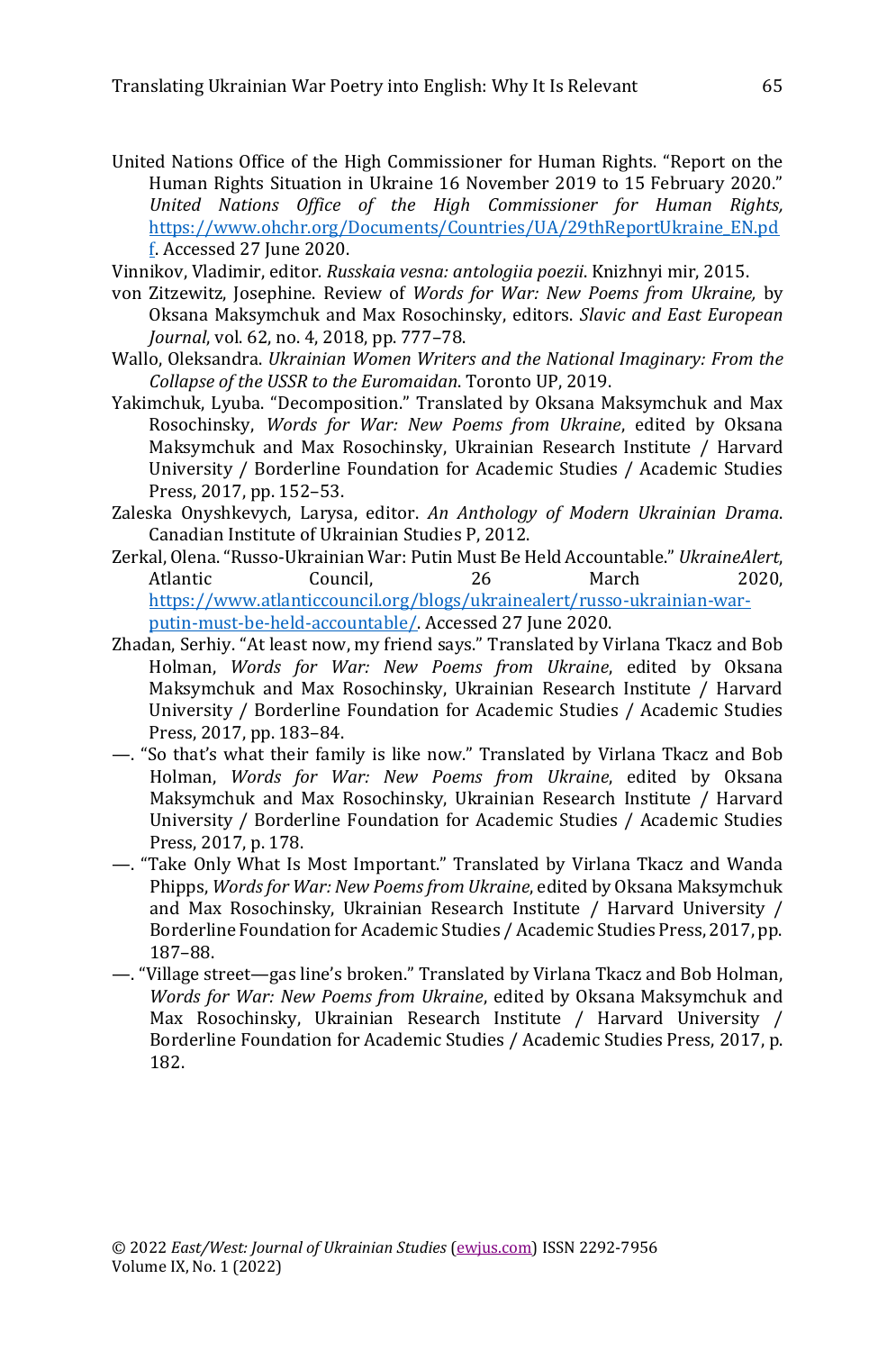United Nations Office of the High Commissioner for Human Rights. "Report on the Human Rights Situation in Ukraine 16 November 2019 to 15 February 2020." *United Nations Office of the High Commissioner for Human Rights*, https://www.ohchr.org/Documents/Countries/UA/29thReportUkraine_EN.pdf. Accessed 27 June 2020.

Vinnikov, Vladimir, editor. *Russkaia vesna: antologiia poezii*. Knizhnyi mir, 2015.

von Zitzewitz, Josephine. Review of *Words for War: New Poems from Ukraine,* by Oksana Maksymchuk and Max Rosochinsky, editors. *Slavic and East European Journal*, vol. 62, no. 4, 2018, pp. 777–78.

Wallo, Oleksandra. *Ukrainian Women Writers and the National Imaginary: From the Collapse of the USSR to the Euromaidan*. Toronto UP, 2019.

Yakimchuk, Lyuba. "Decomposition." Translated by Oksana Maksymchuk and Max Rosochinsky, *Words for War: New Poems from Ukraine*, edited by Oksana Maksymchuk and Max Rosochinsky, Ukrainian Research Institute / Harvard University / Borderline Foundation for Academic Studies / Academic Studies Press, 2017, pp. 152–53.

Zaleska Onyshkevych, Larysa, editor. *An Anthology of Modern Ukrainian Drama*. Canadian Institute of Ukrainian Studies P, 2012.

Zerkal, Olena. "Russo-Ukrainian War: Putin Must Be Held Accountable." *UkraineAlert*, Atlantic Council, 26 March 2020, https://www.atlanticcouncil.org/blogs/ukrainealert/russo-ukrainian-war-putin-must-be-held-accountable/. Accessed 27 June 2020.

Zhadan, Serhiy. "At least now, my friend says." Translated by Virlana Tkacz and Bob Holman, *Words for War: New Poems from Ukraine*, edited by Oksana Maksymchuk and Max Rosochinsky, Ukrainian Research Institute / Harvard University / Borderline Foundation for Academic Studies / Academic Studies Press, 2017, pp. 183–84.

—. "So that's what their family is like now." Translated by Virlana Tkacz and Bob Holman, *Words for War: New Poems from Ukraine*, edited by Oksana Maksymchuk and Max Rosochinsky, Ukrainian Research Institute / Harvard University / Borderline Foundation for Academic Studies / Academic Studies Press, 2017, p. 178.

—. "Take Only What Is Most Important." Translated by Virlana Tkacz and Wanda Phipps, *Words for War: New Poems from Ukraine*, edited by Oksana Maksymchuk and Max Rosochinsky, Ukrainian Research Institute / Harvard University / Borderline Foundation for Academic Studies / Academic Studies Press, 2017, pp. 187–88.

—. "Village street—gas line's broken." Translated by Virlana Tkacz and Bob Holman, *Words for War: New Poems from Ukraine*, edited by Oksana Maksymchuk and Max Rosochinsky, Ukrainian Research Institute / Harvard University / Borderline Foundation for Academic Studies / Academic Studies Press, 2017, p. 182.